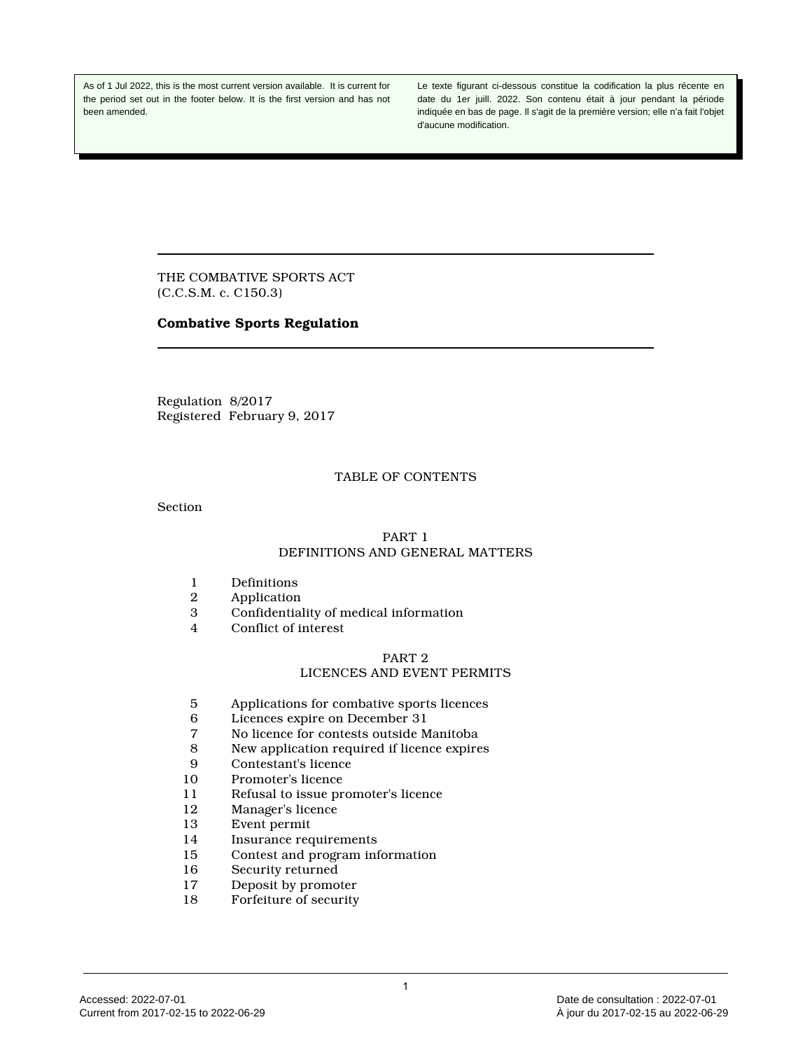As of 1 Jul 2022, this is the most current version available. It is current for the period set out in the footer below. It is the first version and has not been amended.

Le texte figurant ci-dessous constitue la codification la plus récente en date du 1er juill. 2022. Son contenu était à jour pendant la période indiquée en bas de page. Il s'agit de la première version; elle n'a fait l'objet d'aucune modification.

THE COMBATIVE SPORTS ACT
(C.C.S.M. c. C150.3)

**Combative Sports Regulation**

Regulation 8/2017
Registered February 9, 2017

TABLE OF CONTENTS

Section

PART 1
DEFINITIONS AND GENERAL MATTERS

1 Definitions
2 Application
3 Confidentiality of medical information
4 Conflict of interest

PART 2
LICENCES AND EVENT PERMITS

5 Applications for combative sports licences
6 Licences expire on December 31
7 No licence for contests outside Manitoba
8 New application required if licence expires
9 Contestant's licence
10 Promoter's licence
11 Refusal to issue promoter's licence
12 Manager's licence
13 Event permit
14 Insurance requirements
15 Contest and program information
16 Security returned
17 Deposit by promoter
18 Forfeiture of security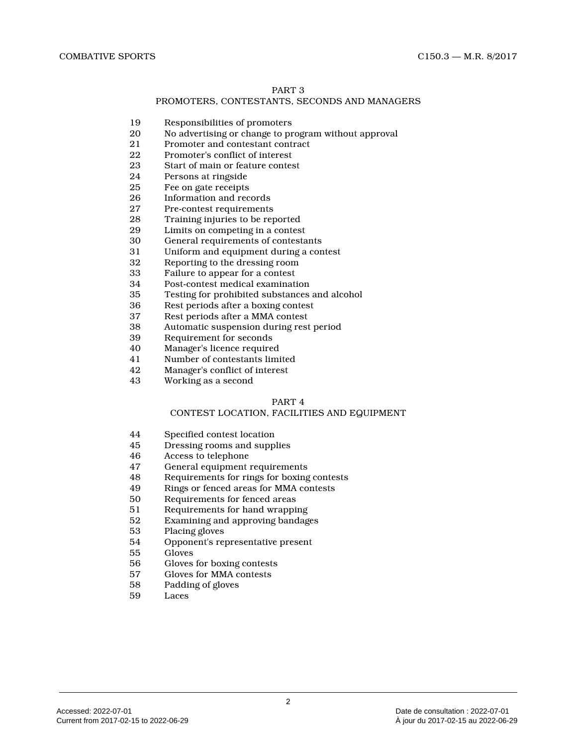## PART 3
## PROMOTERS, CONTESTANTS, SECONDS AND MANAGERS

19 Responsibilities of promoters
20 No advertising or change to program without approval
21 Promoter and contestant contract
22 Promoter's conflict of interest
23 Start of main or feature contest
24 Persons at ringside
25 Fee on gate receipts
26 Information and records
27 Pre-contest requirements
28 Training injuries to be reported
29 Limits on competing in a contest
30 General requirements of contestants
31 Uniform and equipment during a contest
32 Reporting to the dressing room
33 Failure to appear for a contest
34 Post-contest medical examination
35 Testing for prohibited substances and alcohol
36 Rest periods after a boxing contest
37 Rest periods after a MMA contest
38 Automatic suspension during rest period
39 Requirement for seconds
40 Manager's licence required
41 Number of contestants limited
42 Manager's conflict of interest
43 Working as a second

## PART 4
## CONTEST LOCATION, FACILITIES AND EQUIPMENT

44 Specified contest location
45 Dressing rooms and supplies
46 Access to telephone
47 General equipment requirements
48 Requirements for rings for boxing contests
49 Rings or fenced areas for MMA contests
50 Requirements for fenced areas
51 Requirements for hand wrapping
52 Examining and approving bandages
53 Placing gloves
54 Opponent's representative present
55 Gloves
56 Gloves for boxing contests
57 Gloves for MMA contests
58 Padding of gloves
59 Laces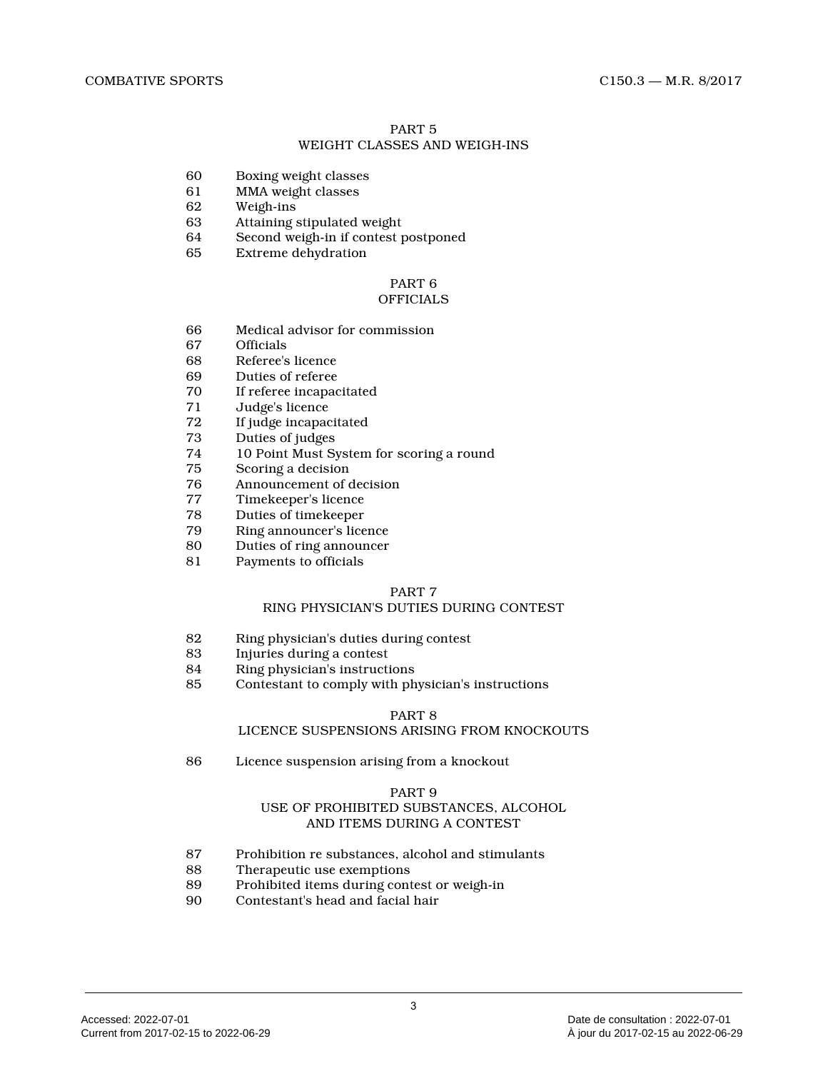## PART 5
## WEIGHT CLASSES AND WEIGH-INS

60 Boxing weight classes
61 MMA weight classes
62 Weigh-ins
63 Attaining stipulated weight
64 Second weigh-in if contest postponed
65 Extreme dehydration

## PART 6
## OFFICIALS

66 Medical advisor for commission
67 Officials
68 Referee's licence
69 Duties of referee
70 If referee incapacitated
71 Judge's licence
72 If judge incapacitated
73 Duties of judges
74 10 Point Must System for scoring a round
75 Scoring a decision
76 Announcement of decision
77 Timekeeper's licence
78 Duties of timekeeper
79 Ring announcer's licence
80 Duties of ring announcer
81 Payments to officials

## PART 7
## RING PHYSICIAN'S DUTIES DURING CONTEST

82 Ring physician's duties during contest
83 Injuries during a contest
84 Ring physician's instructions
85 Contestant to comply with physician's instructions

## PART 8
## LICENCE SUSPENSIONS ARISING FROM KNOCKOUTS

86 Licence suspension arising from a knockout

## PART 9
## USE OF PROHIBITED SUBSTANCES, ALCOHOL AND ITEMS DURING A CONTEST

87 Prohibition re substances, alcohol and stimulants
88 Therapeutic use exemptions
89 Prohibited items during contest or weigh-in
90 Contestant's head and facial hair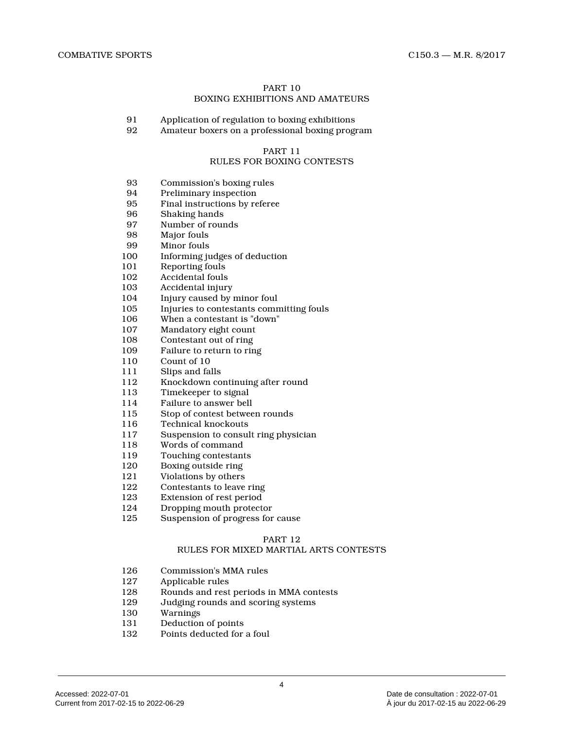## PART 10
## BOXING EXHIBITIONS AND AMATEURS

91 Application of regulation to boxing exhibitions
92 Amateur boxers on a professional boxing program

## PART 11
## RULES FOR BOXING CONTESTS

93 Commission's boxing rules
94 Preliminary inspection
95 Final instructions by referee
96 Shaking hands
97 Number of rounds
98 Major fouls
99 Minor fouls
100 Informing judges of deduction
101 Reporting fouls
102 Accidental fouls
103 Accidental injury
104 Injury caused by minor foul
105 Injuries to contestants committing fouls
106 When a contestant is "down"
107 Mandatory eight count
108 Contestant out of ring
109 Failure to return to ring
110 Count of 10
111 Slips and falls
112 Knockdown continuing after round
113 Timekeeper to signal
114 Failure to answer bell
115 Stop of contest between rounds
116 Technical knockouts
117 Suspension to consult ring physician
118 Words of command
119 Touching contestants
120 Boxing outside ring
121 Violations by others
122 Contestants to leave ring
123 Extension of rest period
124 Dropping mouth protector
125 Suspension of progress for cause

## PART 12
## RULES FOR MIXED MARTIAL ARTS CONTESTS

126 Commission's MMA rules
127 Applicable rules
128 Rounds and rest periods in MMA contests
129 Judging rounds and scoring systems
130 Warnings
131 Deduction of points
132 Points deducted for a foul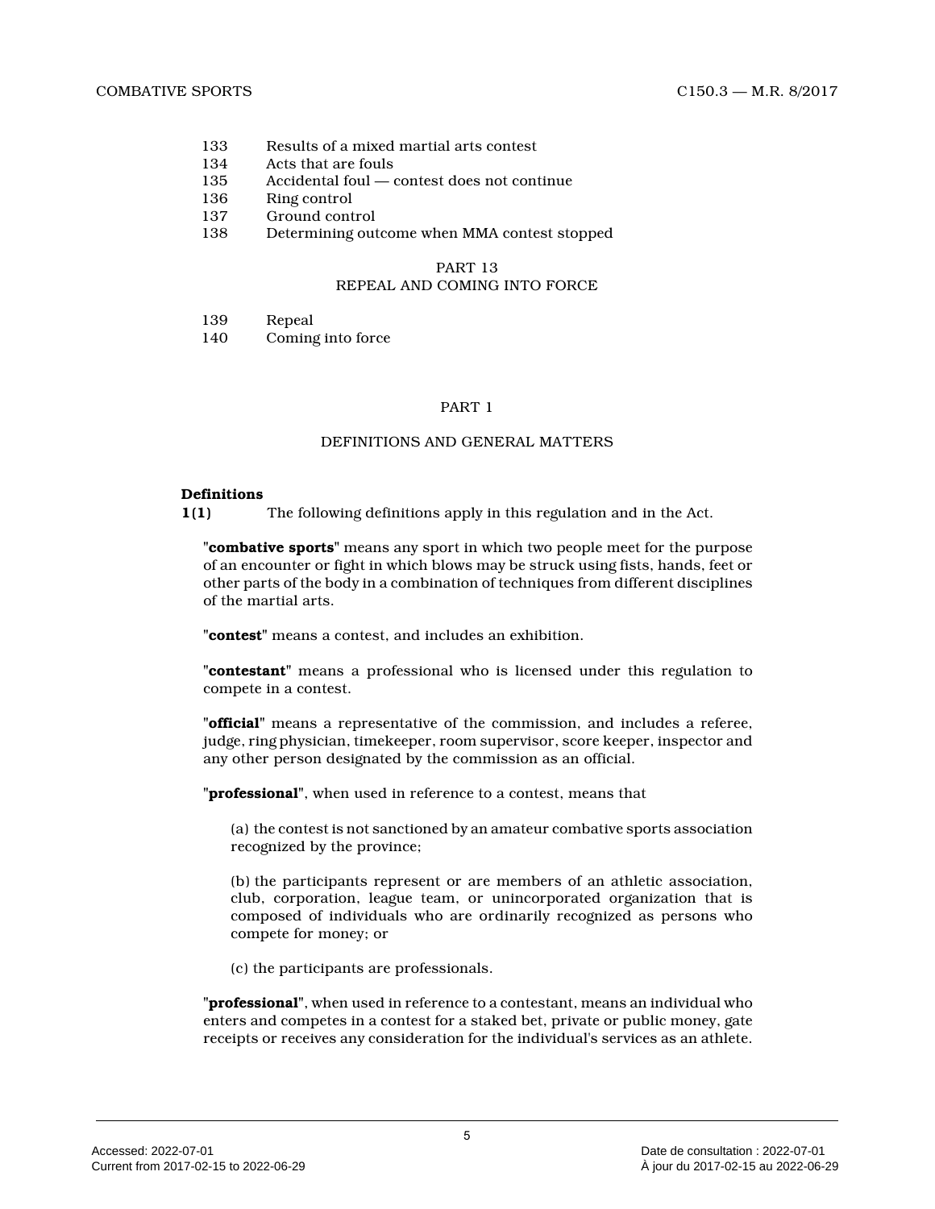133 Results of a mixed martial arts contest
134 Acts that are fouls
135 Accidental foul — contest does not continue
136 Ring control
137 Ground control
138 Determining outcome when MMA contest stopped

PART 13
REPEAL AND COMING INTO FORCE

139 Repeal
140 Coming into force

## PART 1

## DEFINITIONS AND GENERAL MATTERS

**Definitions**

**1(1)** The following definitions apply in this regulation and in the Act.

"**combative sports**" means any sport in which two people meet for the purpose of an encounter or fight in which blows may be struck using fists, hands, feet or other parts of the body in a combination of techniques from different disciplines of the martial arts.

"**contest**" means a contest, and includes an exhibition.

"**contestant**" means a professional who is licensed under this regulation to compete in a contest.

"**official**" means a representative of the commission, and includes a referee, judge, ring physician, timekeeper, room supervisor, score keeper, inspector and any other person designated by the commission as an official.

"**professional**", when used in reference to a contest, means that

(a) the contest is not sanctioned by an amateur combative sports association recognized by the province;

(b) the participants represent or are members of an athletic association, club, corporation, league team, or unincorporated organization that is composed of individuals who are ordinarily recognized as persons who compete for money; or

(c) the participants are professionals.

"**professional**", when used in reference to a contestant, means an individual who enters and competes in a contest for a staked bet, private or public money, gate receipts or receives any consideration for the individual's services as an athlete.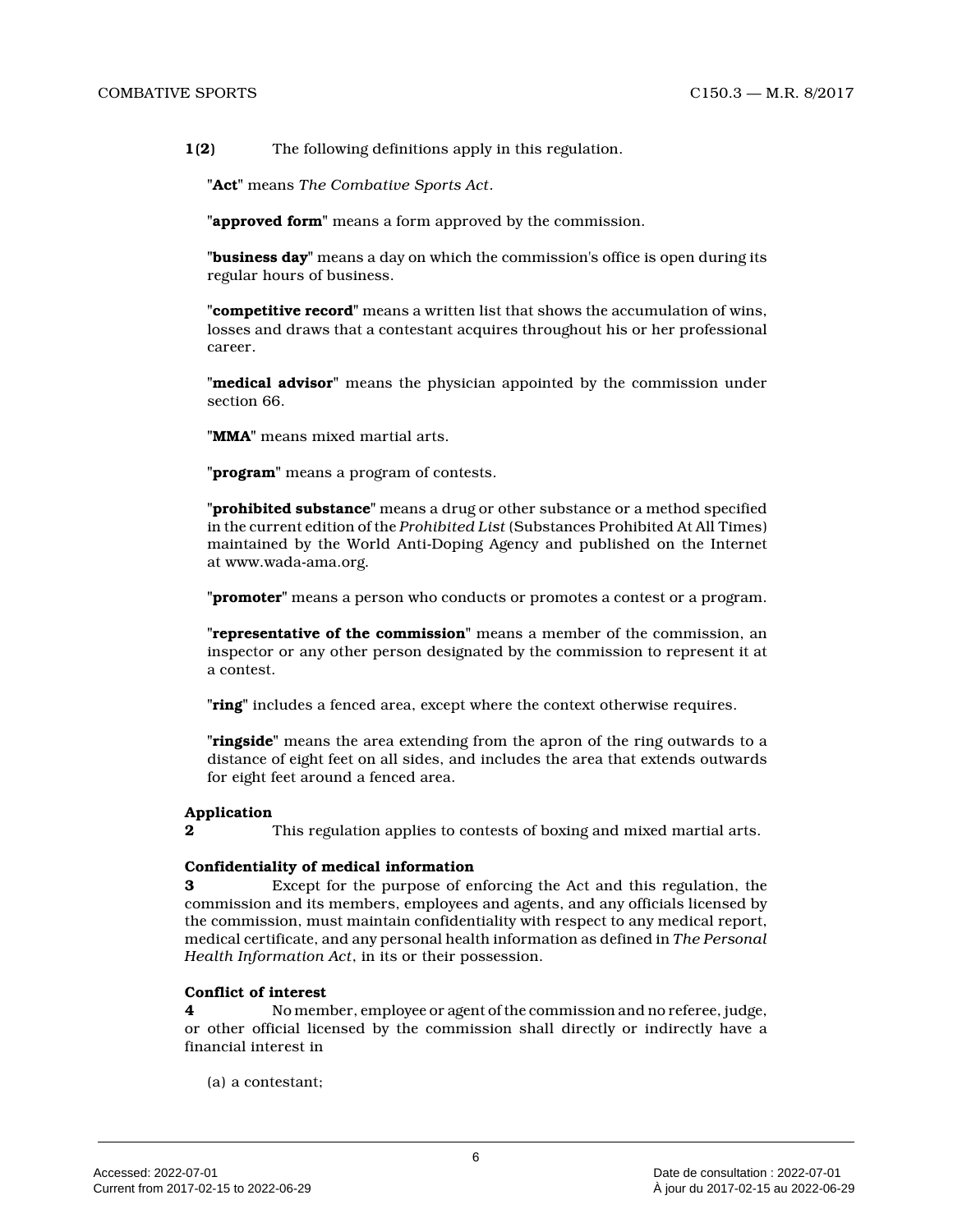**1(2)** The following definitions apply in this regulation.

"**Act**" means *The Combative Sports Act*.

"**approved form**" means a form approved by the commission.

"**business day**" means a day on which the commission's office is open during its regular hours of business.

"**competitive record**" means a written list that shows the accumulation of wins, losses and draws that a contestant acquires throughout his or her professional career.

"**medical advisor**" means the physician appointed by the commission under section 66.

"**MMA**" means mixed martial arts.

"**program**" means a program of contests.

"**prohibited substance**" means a drug or other substance or a method specified in the current edition of the *Prohibited List* (Substances Prohibited At All Times) maintained by the World Anti-Doping Agency and published on the Internet at www.wada-ama.org.

"**promoter**" means a person who conducts or promotes a contest or a program.

"**representative of the commission**" means a member of the commission, an inspector or any other person designated by the commission to represent it at a contest.

"**ring**" includes a fenced area, except where the context otherwise requires.

"**ringside**" means the area extending from the apron of the ring outwards to a distance of eight feet on all sides, and includes the area that extends outwards for eight feet around a fenced area.

**Application**

**2** This regulation applies to contests of boxing and mixed martial arts.

**Confidentiality of medical information**

**3** Except for the purpose of enforcing the Act and this regulation, the commission and its members, employees and agents, and any officials licensed by the commission, must maintain confidentiality with respect to any medical report, medical certificate, and any personal health information as defined in *The Personal Health Information Act*, in its or their possession.

**Conflict of interest**

**4** No member, employee or agent of the commission and no referee, judge, or other official licensed by the commission shall directly or indirectly have a financial interest in

(a) a contestant;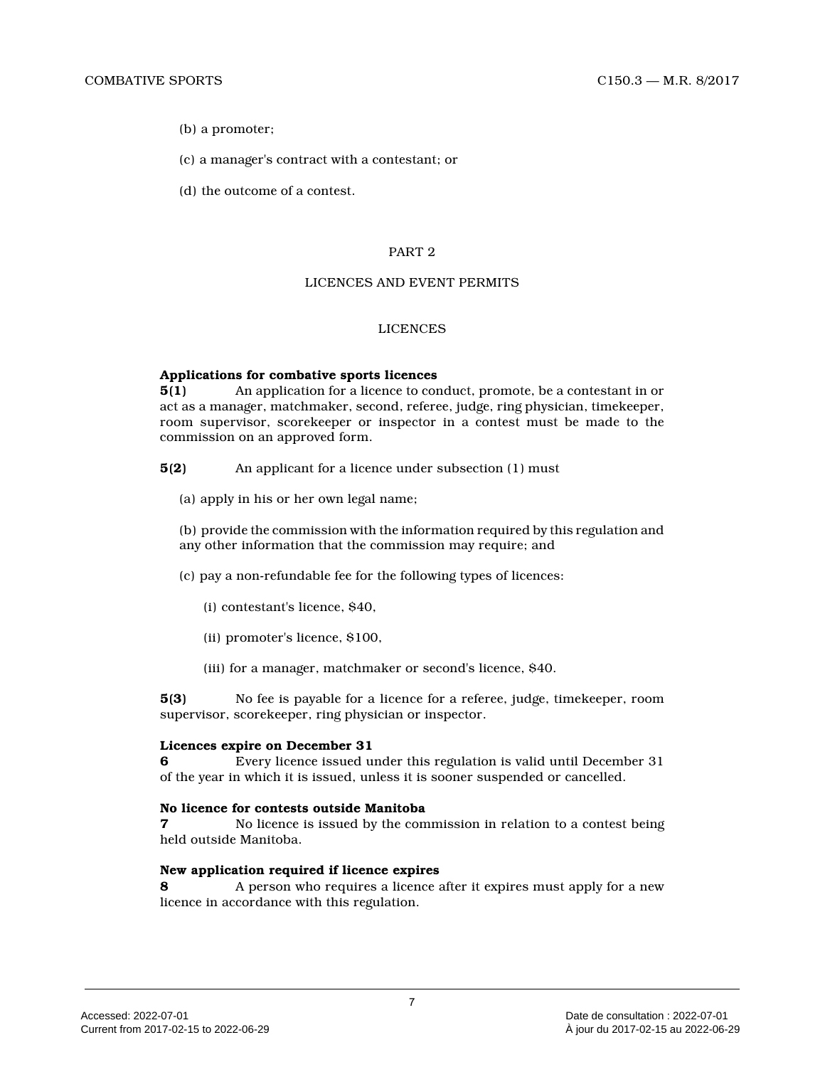(b) a promoter;

(c) a manager's contract with a contestant; or

(d) the outcome of a contest.

PART 2

LICENCES AND EVENT PERMITS

LICENCES

**Applications for combative sports licences**

**5(1)** An application for a licence to conduct, promote, be a contestant in or act as a manager, matchmaker, second, referee, judge, ring physician, timekeeper, room supervisor, scorekeeper or inspector in a contest must be made to the commission on an approved form.

**5(2)** An applicant for a licence under subsection (1) must

(a) apply in his or her own legal name;

(b) provide the commission with the information required by this regulation and any other information that the commission may require; and

(c) pay a non-refundable fee for the following types of licences:

(i) contestant's licence, $40,

(ii) promoter's licence, $100,

(iii) for a manager, matchmaker or second's licence, $40.

**5(3)** No fee is payable for a licence for a referee, judge, timekeeper, room supervisor, scorekeeper, ring physician or inspector.

**Licences expire on December 31**

**6** Every licence issued under this regulation is valid until December 31 of the year in which it is issued, unless it is sooner suspended or cancelled.

**No licence for contests outside Manitoba**

**7** No licence is issued by the commission in relation to a contest being held outside Manitoba.

**New application required if licence expires**

**8** A person who requires a licence after it expires must apply for a new licence in accordance with this regulation.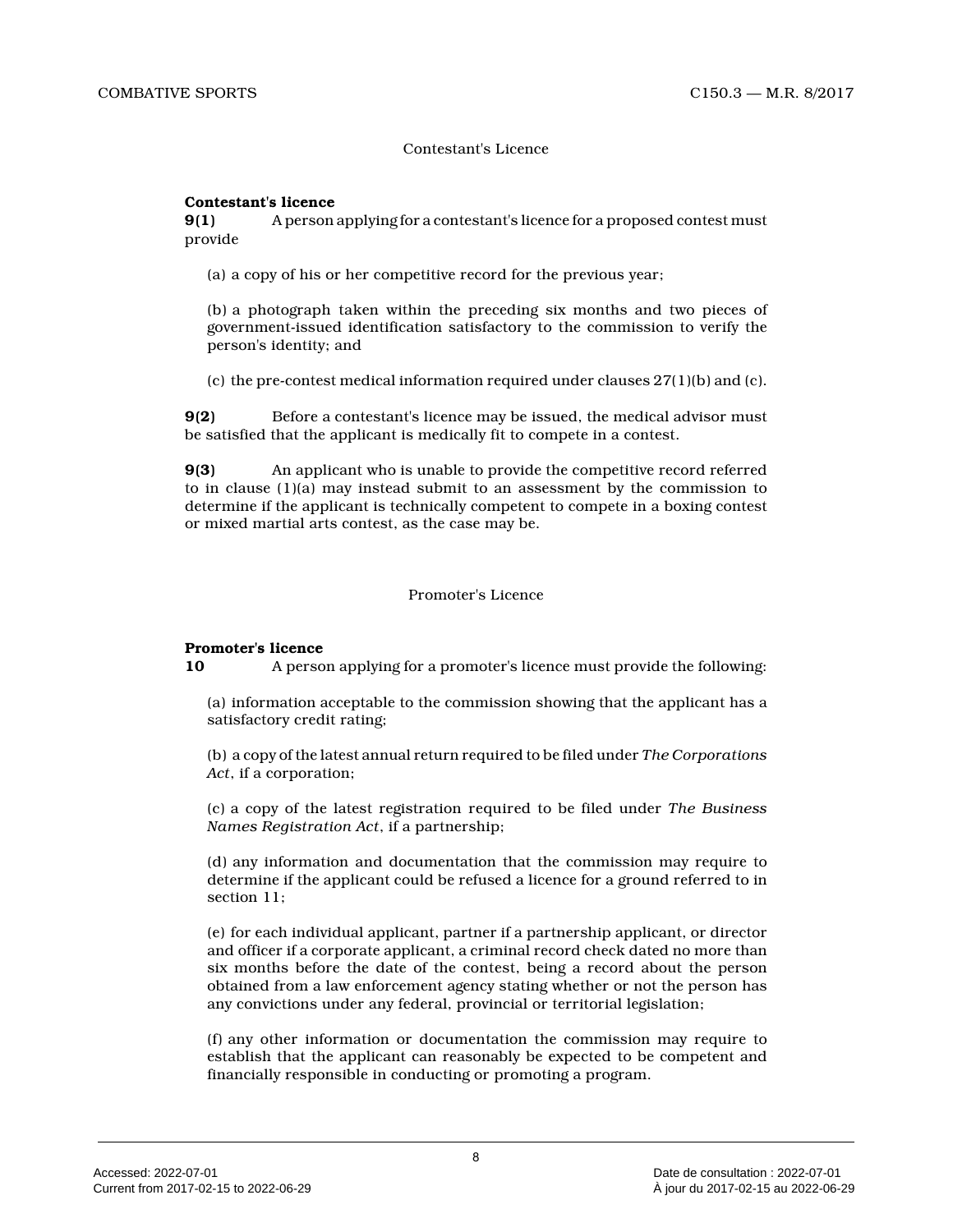## Contestant's Licence

**Contestant's licence**

**9(1)** A person applying for a contestant's licence for a proposed contest must provide

(a) a copy of his or her competitive record for the previous year;

(b) a photograph taken within the preceding six months and two pieces of government-issued identification satisfactory to the commission to verify the person's identity; and

(c) the pre-contest medical information required under clauses 27(1)(b) and (c).

**9(2)** Before a contestant's licence may be issued, the medical advisor must be satisfied that the applicant is medically fit to compete in a contest.

**9(3)** An applicant who is unable to provide the competitive record referred to in clause (1)(a) may instead submit to an assessment by the commission to determine if the applicant is technically competent to compete in a boxing contest or mixed martial arts contest, as the case may be.

## Promoter's Licence

**Promoter's licence**

**10** A person applying for a promoter's licence must provide the following:

(a) information acceptable to the commission showing that the applicant has a satisfactory credit rating;

(b) a copy of the latest annual return required to be filed under *The Corporations Act*, if a corporation;

(c) a copy of the latest registration required to be filed under *The Business Names Registration Act*, if a partnership;

(d) any information and documentation that the commission may require to determine if the applicant could be refused a licence for a ground referred to in section 11;

(e) for each individual applicant, partner if a partnership applicant, or director and officer if a corporate applicant, a criminal record check dated no more than six months before the date of the contest, being a record about the person obtained from a law enforcement agency stating whether or not the person has any convictions under any federal, provincial or territorial legislation;

(f) any other information or documentation the commission may require to establish that the applicant can reasonably be expected to be competent and financially responsible in conducting or promoting a program.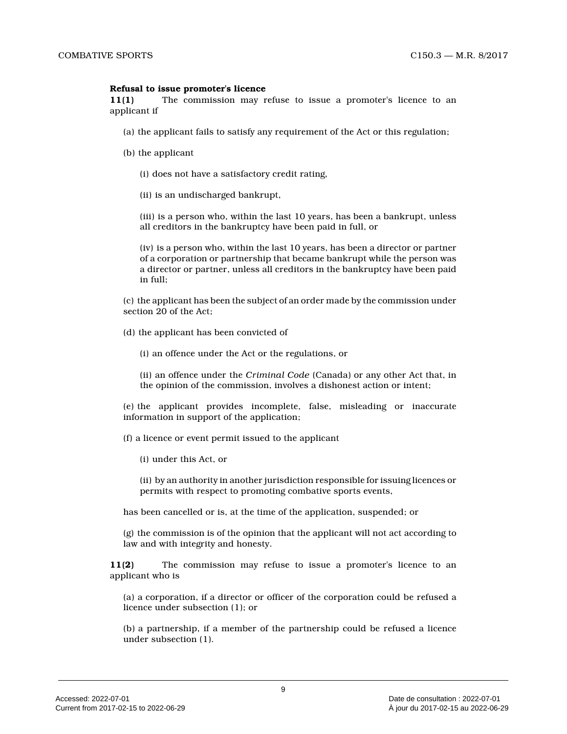**Refusal to issue promoter's licence**

**11(1)** The commission may refuse to issue a promoter's licence to an applicant if

(a) the applicant fails to satisfy any requirement of the Act or this regulation;

(b) the applicant

(i) does not have a satisfactory credit rating,

(ii) is an undischarged bankrupt,

(iii) is a person who, within the last 10 years, has been a bankrupt, unless all creditors in the bankruptcy have been paid in full, or

(iv) is a person who, within the last 10 years, has been a director or partner of a corporation or partnership that became bankrupt while the person was a director or partner, unless all creditors in the bankruptcy have been paid in full;

(c) the applicant has been the subject of an order made by the commission under section 20 of the Act;

(d) the applicant has been convicted of

(i) an offence under the Act or the regulations, or

(ii) an offence under the *Criminal Code* (Canada) or any other Act that, in the opinion of the commission, involves a dishonest action or intent;

(e) the applicant provides incomplete, false, misleading or inaccurate information in support of the application;

(f) a licence or event permit issued to the applicant

(i) under this Act, or

(ii) by an authority in another jurisdiction responsible for issuing licences or permits with respect to promoting combative sports events,

has been cancelled or is, at the time of the application, suspended; or

(g) the commission is of the opinion that the applicant will not act according to law and with integrity and honesty.

**11(2)** The commission may refuse to issue a promoter's licence to an applicant who is

(a) a corporation, if a director or officer of the corporation could be refused a licence under subsection (1); or

(b) a partnership, if a member of the partnership could be refused a licence under subsection (1).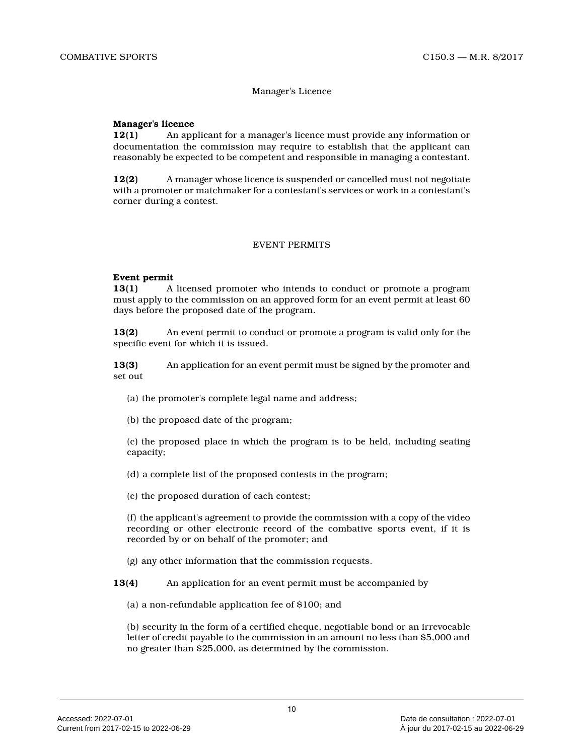## Manager's Licence

**Manager's licence**

**12(1)** An applicant for a manager's licence must provide any information or documentation the commission may require to establish that the applicant can reasonably be expected to be competent and responsible in managing a contestant.

**12(2)** A manager whose licence is suspended or cancelled must not negotiate with a promoter or matchmaker for a contestant's services or work in a contestant's corner during a contest.

## EVENT PERMITS

**Event permit**

**13(1)** A licensed promoter who intends to conduct or promote a program must apply to the commission on an approved form for an event permit at least 60 days before the proposed date of the program.

**13(2)** An event permit to conduct or promote a program is valid only for the specific event for which it is issued.

**13(3)** An application for an event permit must be signed by the promoter and set out

(a) the promoter's complete legal name and address;

(b) the proposed date of the program;

(c) the proposed place in which the program is to be held, including seating capacity;

(d) a complete list of the proposed contests in the program;

(e) the proposed duration of each contest;

(f) the applicant's agreement to provide the commission with a copy of the video recording or other electronic record of the combative sports event, if it is recorded by or on behalf of the promoter; and

(g) any other information that the commission requests.

**13(4)** An application for an event permit must be accompanied by

(a) a non-refundable application fee of $100; and

(b) security in the form of a certified cheque, negotiable bond or an irrevocable letter of credit payable to the commission in an amount no less than $5,000 and no greater than $25,000, as determined by the commission.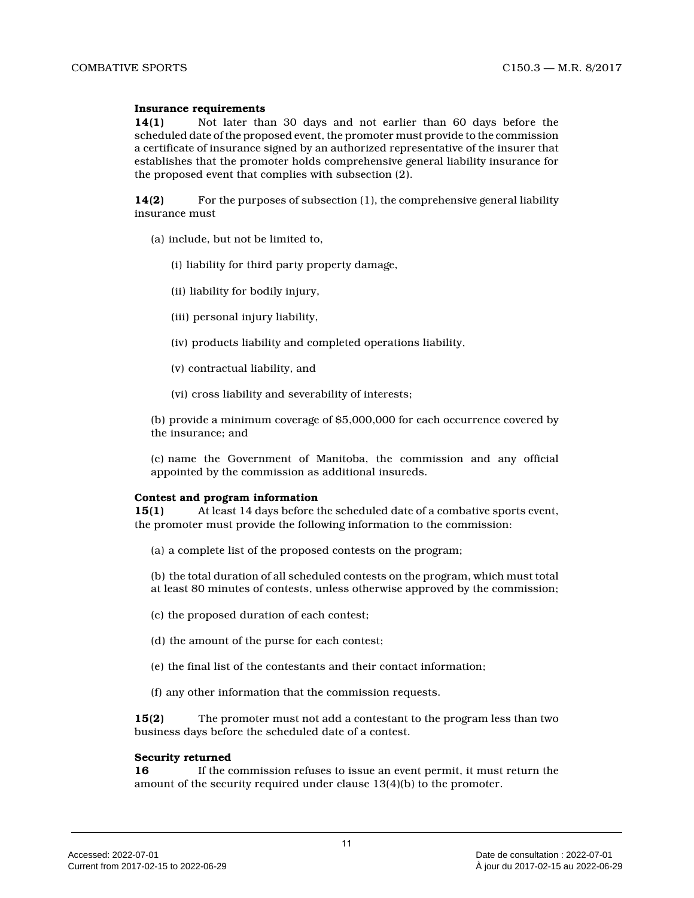**Insurance requirements**

**14(1)** Not later than 30 days and not earlier than 60 days before the scheduled date of the proposed event, the promoter must provide to the commission a certificate of insurance signed by an authorized representative of the insurer that establishes that the promoter holds comprehensive general liability insurance for the proposed event that complies with subsection (2).

**14(2)** For the purposes of subsection (1), the comprehensive general liability insurance must

(a) include, but not be limited to,

(i) liability for third party property damage,

(ii) liability for bodily injury,

(iii) personal injury liability,

(iv) products liability and completed operations liability,

(v) contractual liability, and

(vi) cross liability and severability of interests;

(b) provide a minimum coverage of $5,000,000 for each occurrence covered by the insurance; and

(c) name the Government of Manitoba, the commission and any official appointed by the commission as additional insureds.

**Contest and program information**

**15(1)** At least 14 days before the scheduled date of a combative sports event, the promoter must provide the following information to the commission:

(a) a complete list of the proposed contests on the program;

(b) the total duration of all scheduled contests on the program, which must total at least 80 minutes of contests, unless otherwise approved by the commission;

(c) the proposed duration of each contest;

(d) the amount of the purse for each contest;

(e) the final list of the contestants and their contact information;

(f) any other information that the commission requests.

**15(2)** The promoter must not add a contestant to the program less than two business days before the scheduled date of a contest.

**Security returned**

**16** If the commission refuses to issue an event permit, it must return the amount of the security required under clause 13(4)(b) to the promoter.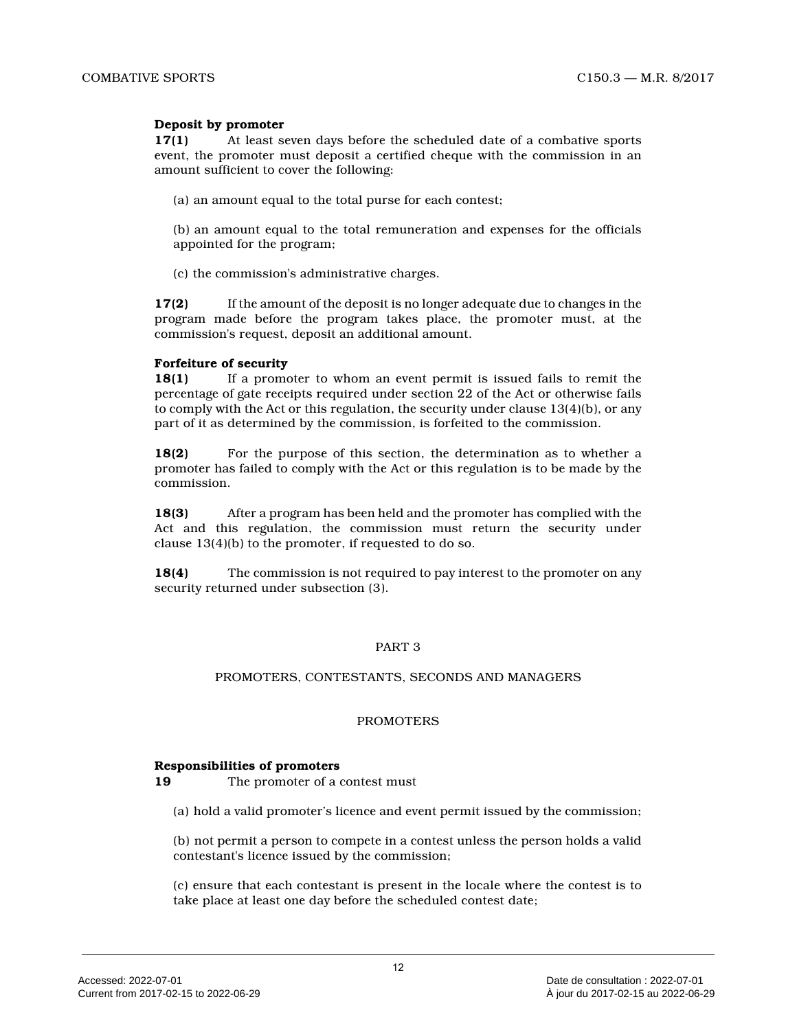**Deposit by promoter**

**17(1)** At least seven days before the scheduled date of a combative sports event, the promoter must deposit a certified cheque with the commission in an amount sufficient to cover the following:

(a) an amount equal to the total purse for each contest;

(b) an amount equal to the total remuneration and expenses for the officials appointed for the program;

(c) the commission's administrative charges.

**17(2)** If the amount of the deposit is no longer adequate due to changes in the program made before the program takes place, the promoter must, at the commission's request, deposit an additional amount.

**Forfeiture of security**

**18(1)** If a promoter to whom an event permit is issued fails to remit the percentage of gate receipts required under section 22 of the Act or otherwise fails to comply with the Act or this regulation, the security under clause 13(4)(b), or any part of it as determined by the commission, is forfeited to the commission.

**18(2)** For the purpose of this section, the determination as to whether a promoter has failed to comply with the Act or this regulation is to be made by the commission.

**18(3)** After a program has been held and the promoter has complied with the Act and this regulation, the commission must return the security under clause 13(4)(b) to the promoter, if requested to do so.

**18(4)** The commission is not required to pay interest to the promoter on any security returned under subsection (3).

## PART 3

## PROMOTERS, CONTESTANTS, SECONDS AND MANAGERS

### PROMOTERS

**Responsibilities of promoters**

**19** The promoter of a contest must

(a) hold a valid promoter's licence and event permit issued by the commission;

(b) not permit a person to compete in a contest unless the person holds a valid contestant's licence issued by the commission;

(c) ensure that each contestant is present in the locale where the contest is to take place at least one day before the scheduled contest date;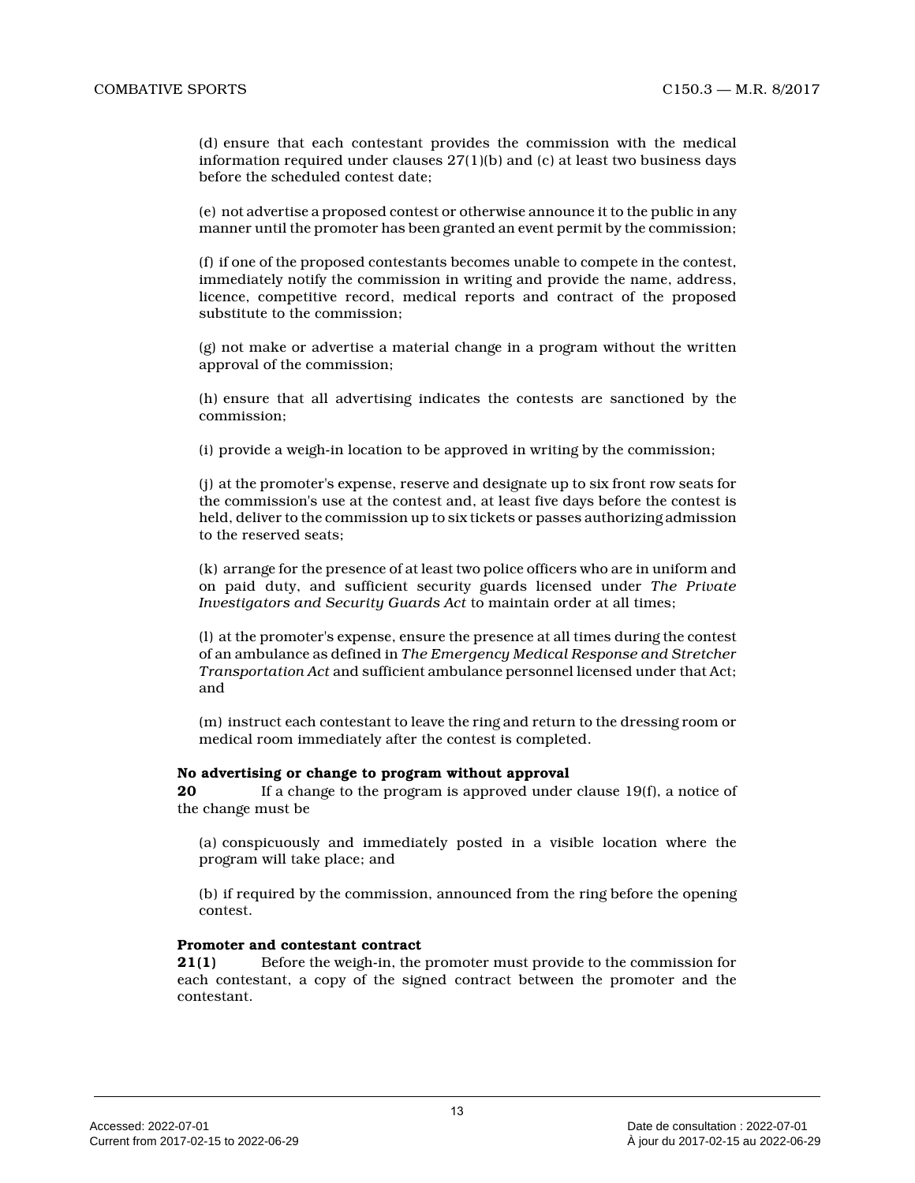(d) ensure that each contestant provides the commission with the medical information required under clauses 27(1)(b) and (c) at least two business days before the scheduled contest date;

(e) not advertise a proposed contest or otherwise announce it to the public in any manner until the promoter has been granted an event permit by the commission;

(f) if one of the proposed contestants becomes unable to compete in the contest, immediately notify the commission in writing and provide the name, address, licence, competitive record, medical reports and contract of the proposed substitute to the commission;

(g) not make or advertise a material change in a program without the written approval of the commission;

(h) ensure that all advertising indicates the contests are sanctioned by the commission;

(i) provide a weigh-in location to be approved in writing by the commission;

(j) at the promoter's expense, reserve and designate up to six front row seats for the commission's use at the contest and, at least five days before the contest is held, deliver to the commission up to six tickets or passes authorizing admission to the reserved seats;

(k) arrange for the presence of at least two police officers who are in uniform and on paid duty, and sufficient security guards licensed under *The Private Investigators and Security Guards Act* to maintain order at all times;

(l) at the promoter's expense, ensure the presence at all times during the contest of an ambulance as defined in *The Emergency Medical Response and Stretcher Transportation Act* and sufficient ambulance personnel licensed under that Act; and

(m) instruct each contestant to leave the ring and return to the dressing room or medical room immediately after the contest is completed.

**No advertising or change to program without approval**

**20** If a change to the program is approved under clause 19(f), a notice of the change must be

(a) conspicuously and immediately posted in a visible location where the program will take place; and

(b) if required by the commission, announced from the ring before the opening contest.

**Promoter and contestant contract**

**21(1)** Before the weigh-in, the promoter must provide to the commission for each contestant, a copy of the signed contract between the promoter and the contestant.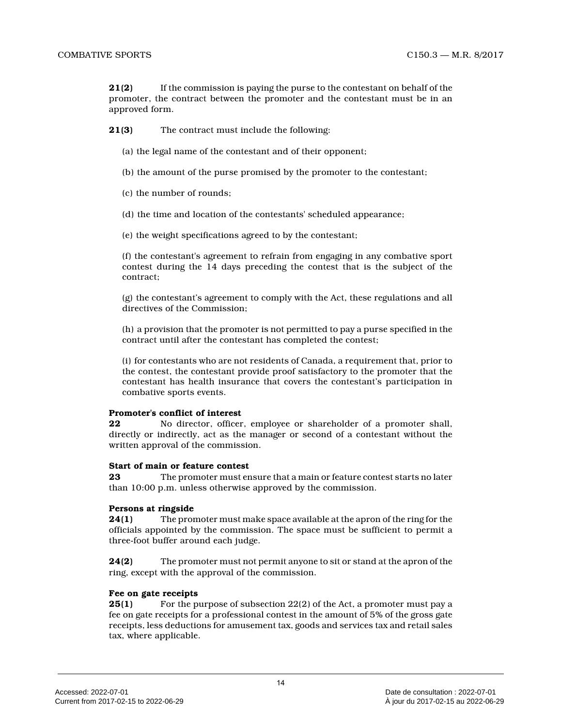**21(2)** If the commission is paying the purse to the contestant on behalf of the promoter, the contract between the promoter and the contestant must be in an approved form.

**21(3)** The contract must include the following:

(a) the legal name of the contestant and of their opponent;

(b) the amount of the purse promised by the promoter to the contestant;

(c) the number of rounds;

(d) the time and location of the contestants' scheduled appearance;

(e) the weight specifications agreed to by the contestant;

(f) the contestant's agreement to refrain from engaging in any combative sport contest during the 14 days preceding the contest that is the subject of the contract;

(g) the contestant's agreement to comply with the Act, these regulations and all directives of the Commission;

(h) a provision that the promoter is not permitted to pay a purse specified in the contract until after the contestant has completed the contest;

(i) for contestants who are not residents of Canada, a requirement that, prior to the contest, the contestant provide proof satisfactory to the promoter that the contestant has health insurance that covers the contestant's participation in combative sports events.

**Promoter's conflict of interest**

**22** No director, officer, employee or shareholder of a promoter shall, directly or indirectly, act as the manager or second of a contestant without the written approval of the commission.

**Start of main or feature contest**

**23** The promoter must ensure that a main or feature contest starts no later than 10:00 p.m. unless otherwise approved by the commission.

**Persons at ringside**

**24(1)** The promoter must make space available at the apron of the ring for the officials appointed by the commission. The space must be sufficient to permit a three-foot buffer around each judge.

**24(2)** The promoter must not permit anyone to sit or stand at the apron of the ring, except with the approval of the commission.

**Fee on gate receipts**

**25(1)** For the purpose of subsection 22(2) of the Act, a promoter must pay a fee on gate receipts for a professional contest in the amount of 5% of the gross gate receipts, less deductions for amusement tax, goods and services tax and retail sales tax, where applicable.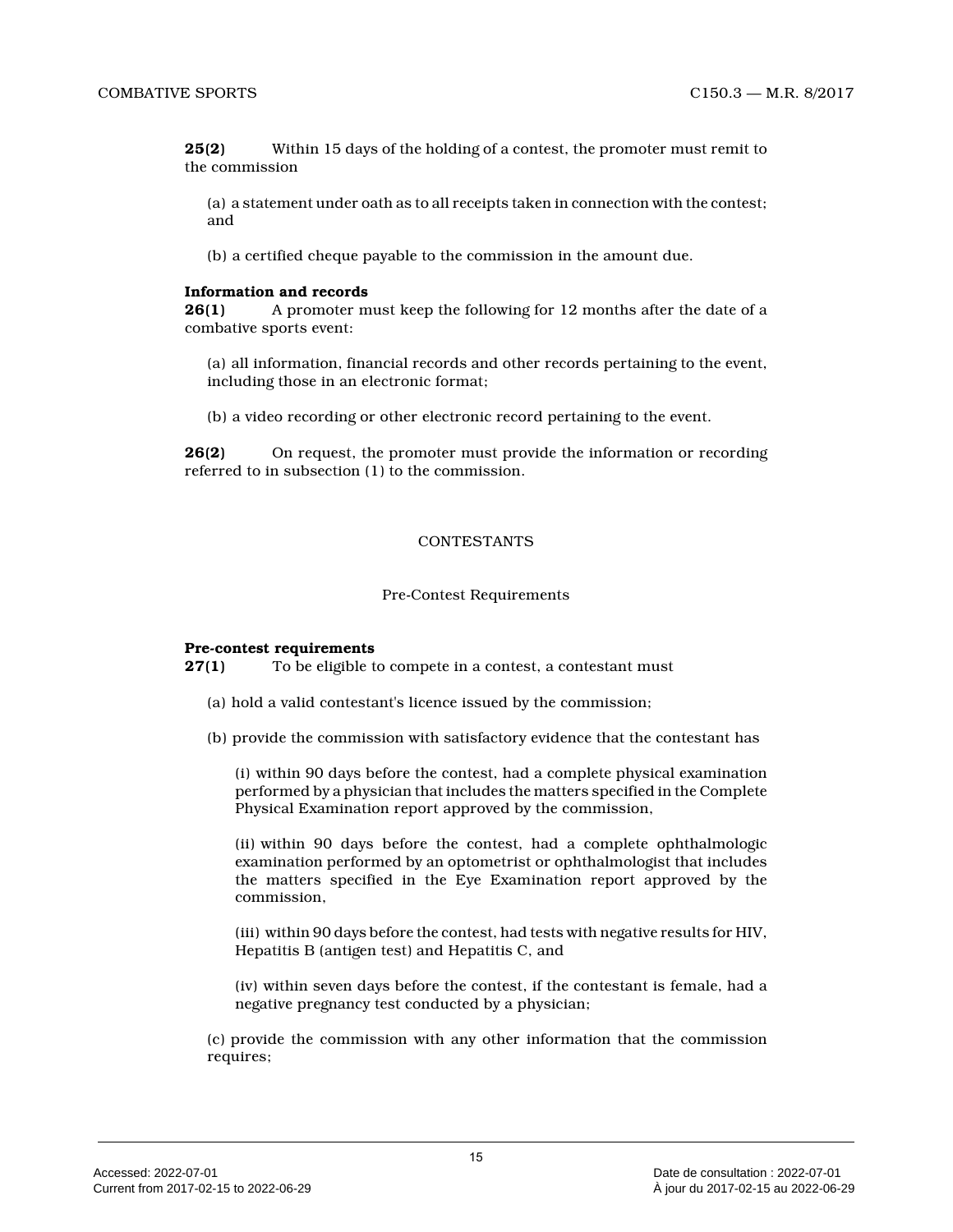**25(2)** Within 15 days of the holding of a contest, the promoter must remit to the commission

(a) a statement under oath as to all receipts taken in connection with the contest; and

(b) a certified cheque payable to the commission in the amount due.

**Information and records**

**26(1)** A promoter must keep the following for 12 months after the date of a combative sports event:

(a) all information, financial records and other records pertaining to the event, including those in an electronic format;

(b) a video recording or other electronic record pertaining to the event.

**26(2)** On request, the promoter must provide the information or recording referred to in subsection (1) to the commission.

## CONTESTANTS

### Pre-Contest Requirements

**Pre-contest requirements**

**27(1)** To be eligible to compete in a contest, a contestant must

(a) hold a valid contestant's licence issued by the commission;

(b) provide the commission with satisfactory evidence that the contestant has

(i) within 90 days before the contest, had a complete physical examination performed by a physician that includes the matters specified in the Complete Physical Examination report approved by the commission,

(ii) within 90 days before the contest, had a complete ophthalmologic examination performed by an optometrist or ophthalmologist that includes the matters specified in the Eye Examination report approved by the commission,

(iii) within 90 days before the contest, had tests with negative results for HIV, Hepatitis B (antigen test) and Hepatitis C, and

(iv) within seven days before the contest, if the contestant is female, had a negative pregnancy test conducted by a physician;

(c) provide the commission with any other information that the commission requires;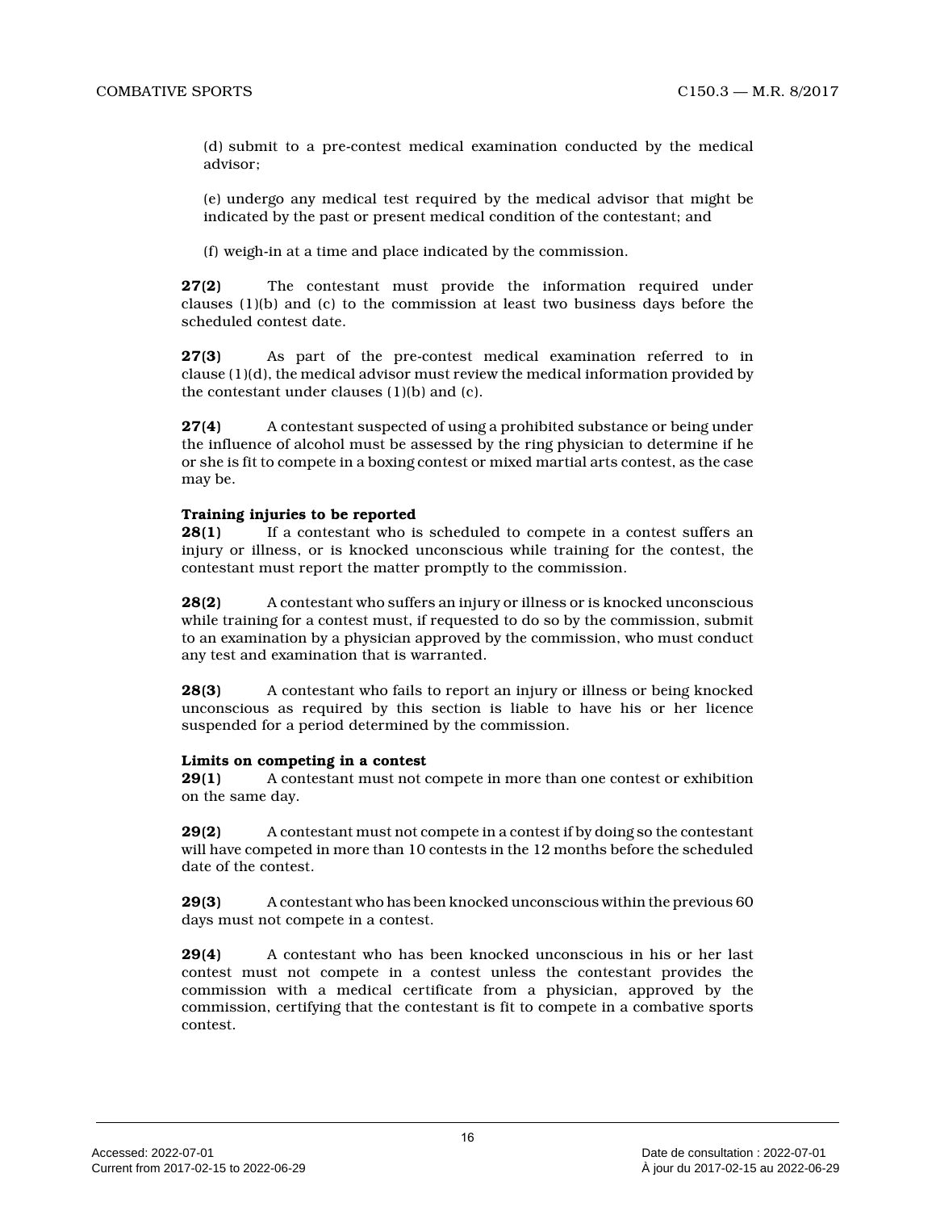(d) submit to a pre-contest medical examination conducted by the medical advisor;

(e) undergo any medical test required by the medical advisor that might be indicated by the past or present medical condition of the contestant; and

(f) weigh-in at a time and place indicated by the commission.

**27(2)** The contestant must provide the information required under clauses (1)(b) and (c) to the commission at least two business days before the scheduled contest date.

**27(3)** As part of the pre-contest medical examination referred to in clause (1)(d), the medical advisor must review the medical information provided by the contestant under clauses (1)(b) and (c).

**27(4)** A contestant suspected of using a prohibited substance or being under the influence of alcohol must be assessed by the ring physician to determine if he or she is fit to compete in a boxing contest or mixed martial arts contest, as the case may be.

**Training injuries to be reported**

**28(1)** If a contestant who is scheduled to compete in a contest suffers an injury or illness, or is knocked unconscious while training for the contest, the contestant must report the matter promptly to the commission.

**28(2)** A contestant who suffers an injury or illness or is knocked unconscious while training for a contest must, if requested to do so by the commission, submit to an examination by a physician approved by the commission, who must conduct any test and examination that is warranted.

**28(3)** A contestant who fails to report an injury or illness or being knocked unconscious as required by this section is liable to have his or her licence suspended for a period determined by the commission.

**Limits on competing in a contest**

**29(1)** A contestant must not compete in more than one contest or exhibition on the same day.

**29(2)** A contestant must not compete in a contest if by doing so the contestant will have competed in more than 10 contests in the 12 months before the scheduled date of the contest.

**29(3)** A contestant who has been knocked unconscious within the previous 60 days must not compete in a contest.

**29(4)** A contestant who has been knocked unconscious in his or her last contest must not compete in a contest unless the contestant provides the commission with a medical certificate from a physician, approved by the commission, certifying that the contestant is fit to compete in a combative sports contest.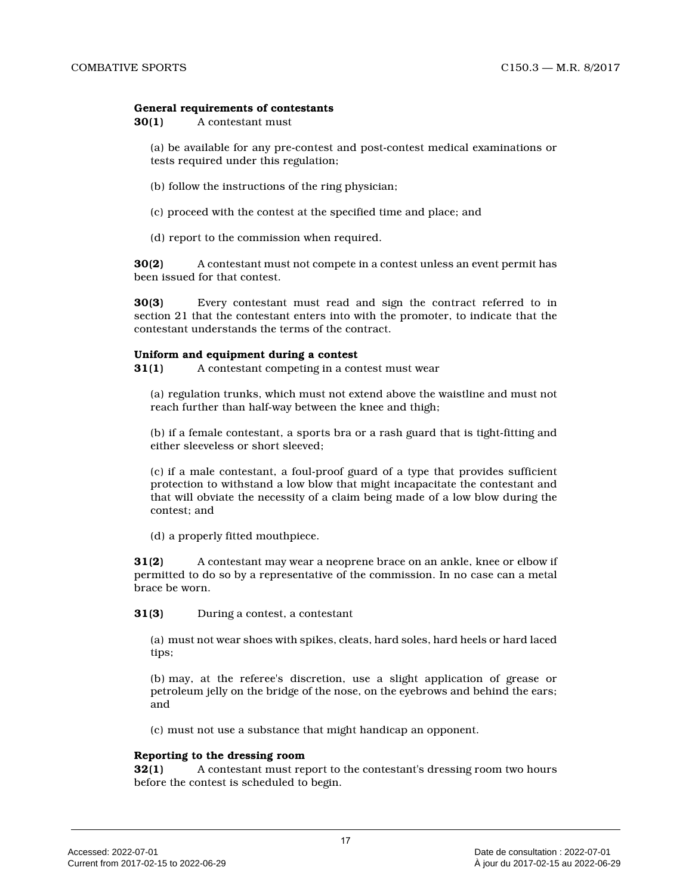**General requirements of contestants**

**30(1)** A contestant must

(a) be available for any pre-contest and post-contest medical examinations or tests required under this regulation;

(b) follow the instructions of the ring physician;

(c) proceed with the contest at the specified time and place; and

(d) report to the commission when required.

**30(2)** A contestant must not compete in a contest unless an event permit has been issued for that contest.

**30(3)** Every contestant must read and sign the contract referred to in section 21 that the contestant enters into with the promoter, to indicate that the contestant understands the terms of the contract.

**Uniform and equipment during a contest**

**31(1)** A contestant competing in a contest must wear

(a) regulation trunks, which must not extend above the waistline and must not reach further than half-way between the knee and thigh;

(b) if a female contestant, a sports bra or a rash guard that is tight-fitting and either sleeveless or short sleeved;

(c) if a male contestant, a foul-proof guard of a type that provides sufficient protection to withstand a low blow that might incapacitate the contestant and that will obviate the necessity of a claim being made of a low blow during the contest; and

(d) a properly fitted mouthpiece.

**31(2)** A contestant may wear a neoprene brace on an ankle, knee or elbow if permitted to do so by a representative of the commission. In no case can a metal brace be worn.

**31(3)** During a contest, a contestant

(a) must not wear shoes with spikes, cleats, hard soles, hard heels or hard laced tips;

(b) may, at the referee's discretion, use a slight application of grease or petroleum jelly on the bridge of the nose, on the eyebrows and behind the ears; and

(c) must not use a substance that might handicap an opponent.

**Reporting to the dressing room**

**32(1)** A contestant must report to the contestant's dressing room two hours before the contest is scheduled to begin.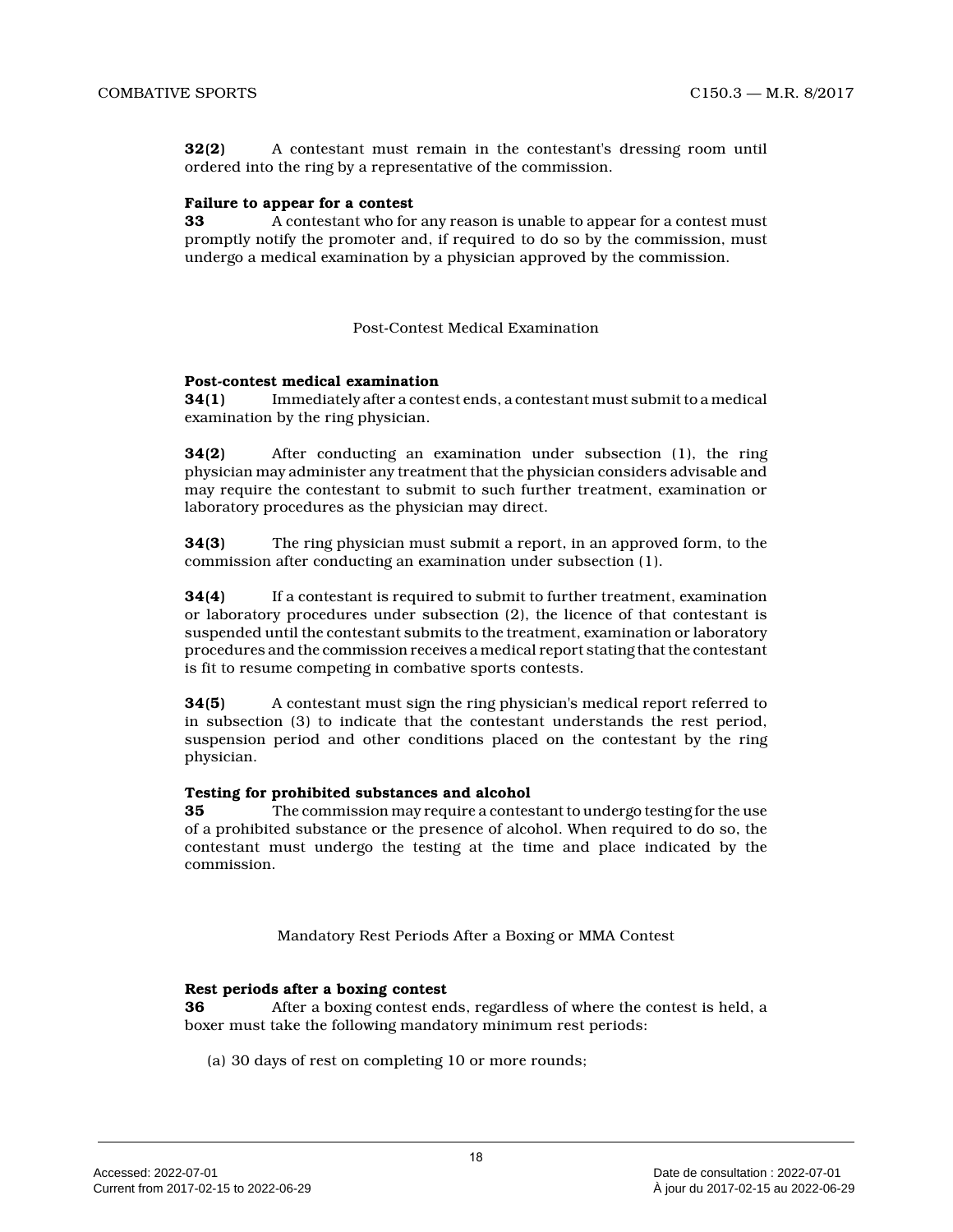**32(2)** A contestant must remain in the contestant's dressing room until ordered into the ring by a representative of the commission.

**Failure to appear for a contest**

**33** A contestant who for any reason is unable to appear for a contest must promptly notify the promoter and, if required to do so by the commission, must undergo a medical examination by a physician approved by the commission.

## Post-Contest Medical Examination

**Post-contest medical examination**

**34(1)** Immediately after a contest ends, a contestant must submit to a medical examination by the ring physician.

**34(2)** After conducting an examination under subsection (1), the ring physician may administer any treatment that the physician considers advisable and may require the contestant to submit to such further treatment, examination or laboratory procedures as the physician may direct.

**34(3)** The ring physician must submit a report, in an approved form, to the commission after conducting an examination under subsection (1).

**34(4)** If a contestant is required to submit to further treatment, examination or laboratory procedures under subsection (2), the licence of that contestant is suspended until the contestant submits to the treatment, examination or laboratory procedures and the commission receives a medical report stating that the contestant is fit to resume competing in combative sports contests.

**34(5)** A contestant must sign the ring physician's medical report referred to in subsection (3) to indicate that the contestant understands the rest period, suspension period and other conditions placed on the contestant by the ring physician.

**Testing for prohibited substances and alcohol**

**35** The commission may require a contestant to undergo testing for the use of a prohibited substance or the presence of alcohol. When required to do so, the contestant must undergo the testing at the time and place indicated by the commission.

## Mandatory Rest Periods After a Boxing or MMA Contest

**Rest periods after a boxing contest**

**36** After a boxing contest ends, regardless of where the contest is held, a boxer must take the following mandatory minimum rest periods:

(a) 30 days of rest on completing 10 or more rounds;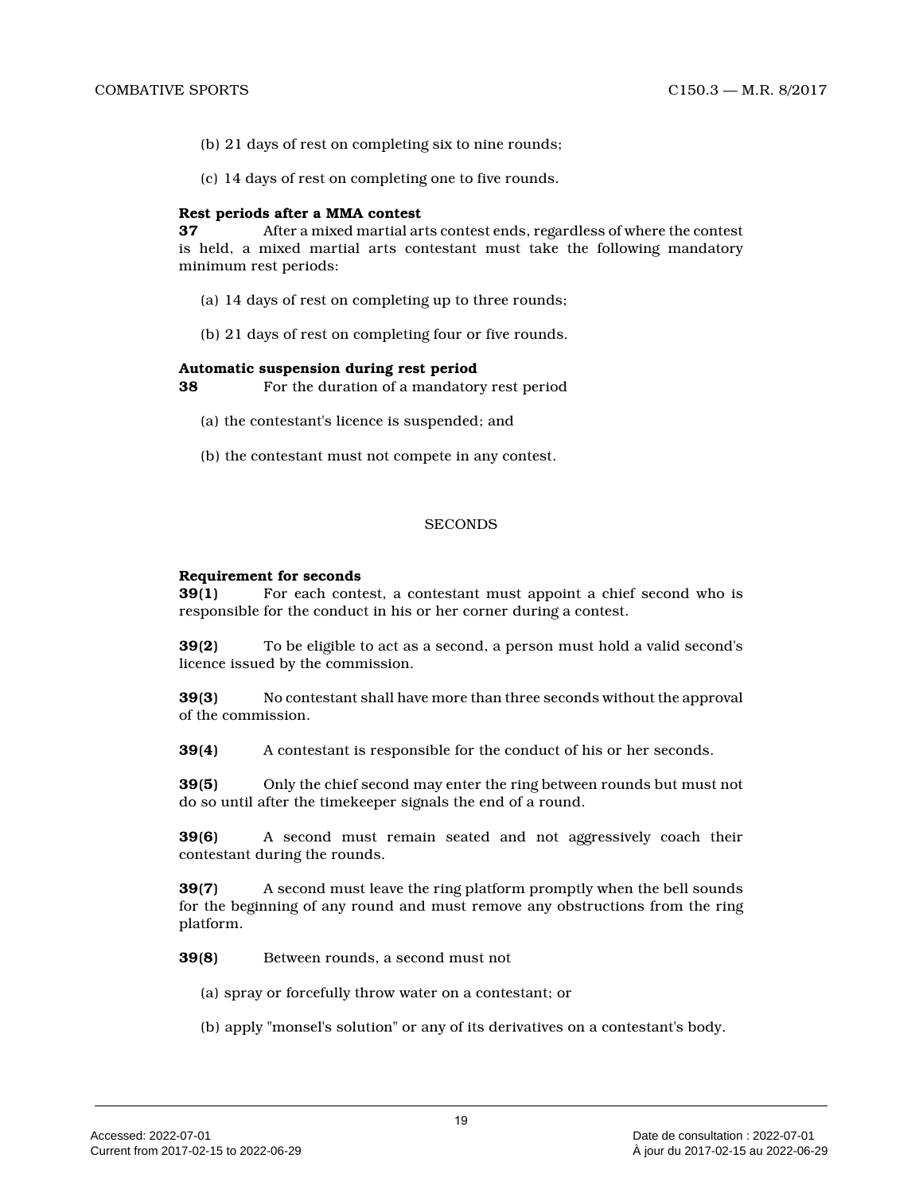(b) 21 days of rest on completing six to nine rounds;

(c) 14 days of rest on completing one to five rounds.

**Rest periods after a MMA contest**

**37** After a mixed martial arts contest ends, regardless of where the contest is held, a mixed martial arts contestant must take the following mandatory minimum rest periods:

(a) 14 days of rest on completing up to three rounds;

(b) 21 days of rest on completing four or five rounds.

**Automatic suspension during rest period**

**38** For the duration of a mandatory rest period

(a) the contestant's licence is suspended; and

(b) the contestant must not compete in any contest.

## SECONDS

**Requirement for seconds**

**39(1)** For each contest, a contestant must appoint a chief second who is responsible for the conduct in his or her corner during a contest.

**39(2)** To be eligible to act as a second, a person must hold a valid second's licence issued by the commission.

**39(3)** No contestant shall have more than three seconds without the approval of the commission.

**39(4)** A contestant is responsible for the conduct of his or her seconds.

**39(5)** Only the chief second may enter the ring between rounds but must not do so until after the timekeeper signals the end of a round.

**39(6)** A second must remain seated and not aggressively coach their contestant during the rounds.

**39(7)** A second must leave the ring platform promptly when the bell sounds for the beginning of any round and must remove any obstructions from the ring platform.

**39(8)** Between rounds, a second must not

(a) spray or forcefully throw water on a contestant; or

(b) apply "monsel's solution" or any of its derivatives on a contestant's body.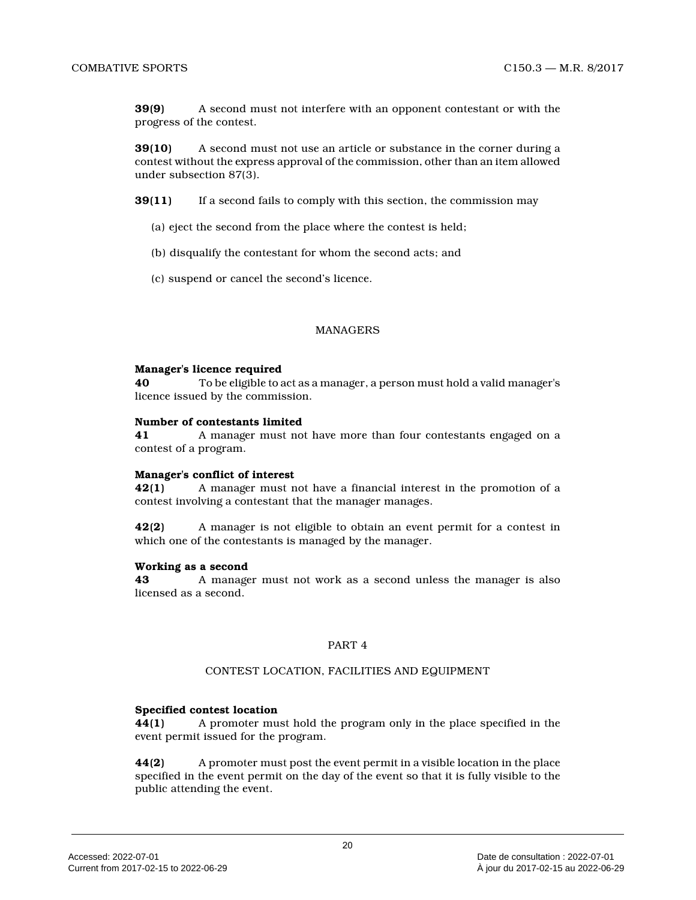**39(9)** A second must not interfere with an opponent contestant or with the progress of the contest.

**39(10)** A second must not use an article or substance in the corner during a contest without the express approval of the commission, other than an item allowed under subsection 87(3).

**39(11)** If a second fails to comply with this section, the commission may

(a) eject the second from the place where the contest is held;

(b) disqualify the contestant for whom the second acts; and

(c) suspend or cancel the second's licence.

## MANAGERS

**Manager's licence required**
**40** To be eligible to act as a manager, a person must hold a valid manager's licence issued by the commission.

**Number of contestants limited**
**41** A manager must not have more than four contestants engaged on a contest of a program.

**Manager's conflict of interest**
**42(1)** A manager must not have a financial interest in the promotion of a contest involving a contestant that the manager manages.

**42(2)** A manager is not eligible to obtain an event permit for a contest in which one of the contestants is managed by the manager.

**Working as a second**
**43** A manager must not work as a second unless the manager is also licensed as a second.

## PART 4

## CONTEST LOCATION, FACILITIES AND EQUIPMENT

**Specified contest location**
**44(1)** A promoter must hold the program only in the place specified in the event permit issued for the program.

**44(2)** A promoter must post the event permit in a visible location in the place specified in the event permit on the day of the event so that it is fully visible to the public attending the event.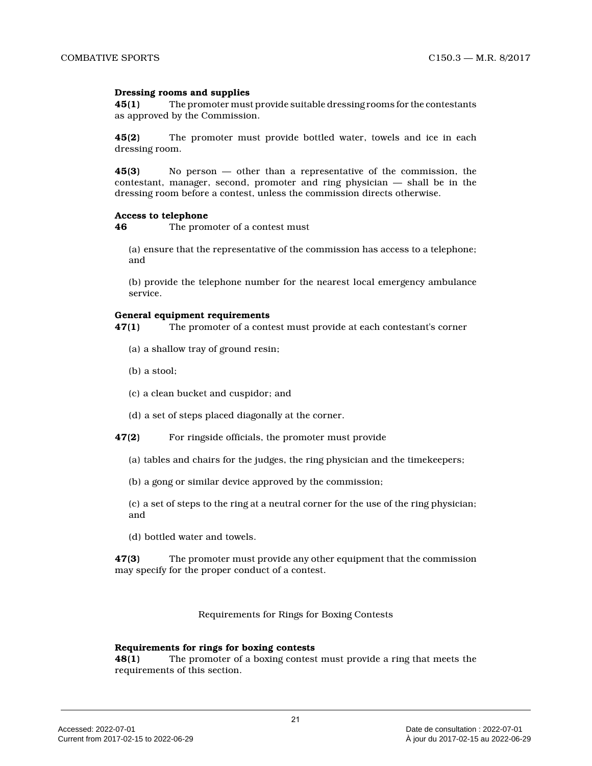**Dressing rooms and supplies**

**45(1)** The promoter must provide suitable dressing rooms for the contestants as approved by the Commission.

**45(2)** The promoter must provide bottled water, towels and ice in each dressing room.

**45(3)** No person — other than a representative of the commission, the contestant, manager, second, promoter and ring physician — shall be in the dressing room before a contest, unless the commission directs otherwise.

**Access to telephone**

**46** The promoter of a contest must

(a) ensure that the representative of the commission has access to a telephone; and

(b) provide the telephone number for the nearest local emergency ambulance service.

**General equipment requirements**

**47(1)** The promoter of a contest must provide at each contestant's corner

(a) a shallow tray of ground resin;

(b) a stool;

(c) a clean bucket and cuspidor; and

(d) a set of steps placed diagonally at the corner.

**47(2)** For ringside officials, the promoter must provide

(a) tables and chairs for the judges, the ring physician and the timekeepers;

(b) a gong or similar device approved by the commission;

(c) a set of steps to the ring at a neutral corner for the use of the ring physician; and

(d) bottled water and towels.

**47(3)** The promoter must provide any other equipment that the commission may specify for the proper conduct of a contest.

## Requirements for Rings for Boxing Contests

**Requirements for rings for boxing contests**

**48(1)** The promoter of a boxing contest must provide a ring that meets the requirements of this section.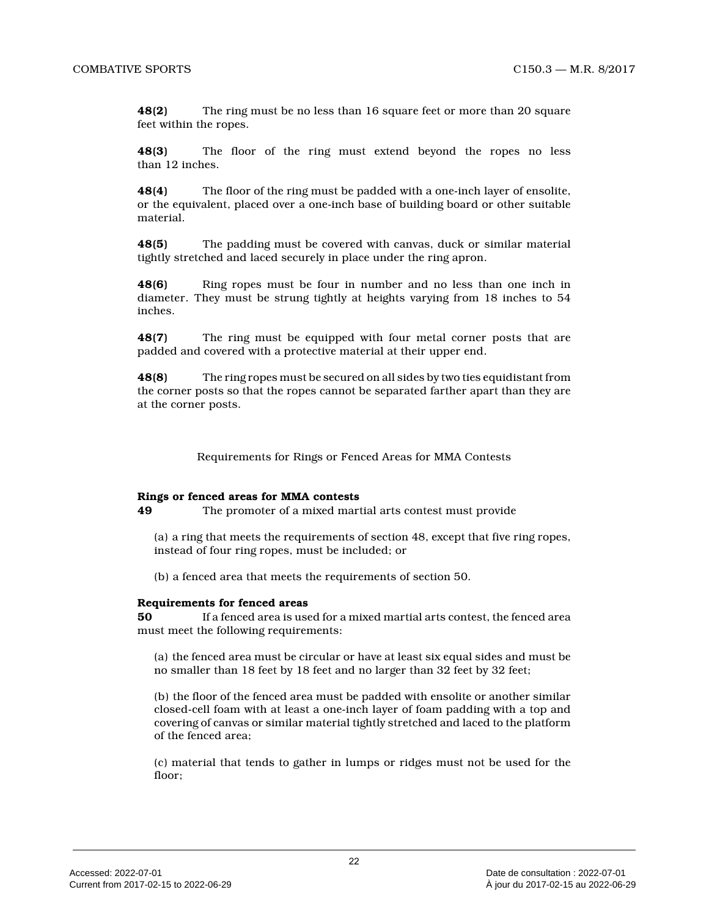**48(2)** The ring must be no less than 16 square feet or more than 20 square feet within the ropes.

**48(3)** The floor of the ring must extend beyond the ropes no less than 12 inches.

**48(4)** The floor of the ring must be padded with a one-inch layer of ensolite, or the equivalent, placed over a one-inch base of building board or other suitable material.

**48(5)** The padding must be covered with canvas, duck or similar material tightly stretched and laced securely in place under the ring apron.

**48(6)** Ring ropes must be four in number and no less than one inch in diameter. They must be strung tightly at heights varying from 18 inches to 54 inches.

**48(7)** The ring must be equipped with four metal corner posts that are padded and covered with a protective material at their upper end.

**48(8)** The ring ropes must be secured on all sides by two ties equidistant from the corner posts so that the ropes cannot be separated farther apart than they are at the corner posts.

## Requirements for Rings or Fenced Areas for MMA Contests

**Rings or fenced areas for MMA contests**

**49** The promoter of a mixed martial arts contest must provide

(a) a ring that meets the requirements of section 48, except that five ring ropes, instead of four ring ropes, must be included; or

(b) a fenced area that meets the requirements of section 50.

**Requirements for fenced areas**

**50** If a fenced area is used for a mixed martial arts contest, the fenced area must meet the following requirements:

(a) the fenced area must be circular or have at least six equal sides and must be no smaller than 18 feet by 18 feet and no larger than 32 feet by 32 feet;

(b) the floor of the fenced area must be padded with ensolite or another similar closed-cell foam with at least a one-inch layer of foam padding with a top and covering of canvas or similar material tightly stretched and laced to the platform of the fenced area;

(c) material that tends to gather in lumps or ridges must not be used for the floor;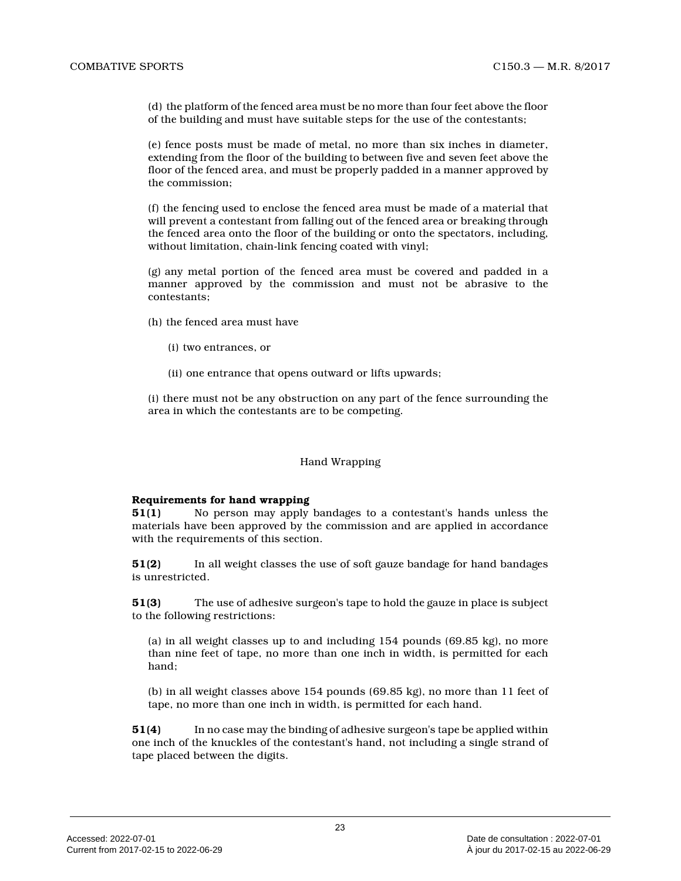(d) the platform of the fenced area must be no more than four feet above the floor of the building and must have suitable steps for the use of the contestants;

(e) fence posts must be made of metal, no more than six inches in diameter, extending from the floor of the building to between five and seven feet above the floor of the fenced area, and must be properly padded in a manner approved by the commission;

(f) the fencing used to enclose the fenced area must be made of a material that will prevent a contestant from falling out of the fenced area or breaking through the fenced area onto the floor of the building or onto the spectators, including, without limitation, chain-link fencing coated with vinyl;

(g) any metal portion of the fenced area must be covered and padded in a manner approved by the commission and must not be abrasive to the contestants;

(h) the fenced area must have

(i) two entrances, or

(ii) one entrance that opens outward or lifts upwards;

(i) there must not be any obstruction on any part of the fence surrounding the area in which the contestants are to be competing.

## Hand Wrapping

**Requirements for hand wrapping**

**51(1)** No person may apply bandages to a contestant's hands unless the materials have been approved by the commission and are applied in accordance with the requirements of this section.

**51(2)** In all weight classes the use of soft gauze bandage for hand bandages is unrestricted.

**51(3)** The use of adhesive surgeon's tape to hold the gauze in place is subject to the following restrictions:

(a) in all weight classes up to and including 154 pounds (69.85 kg), no more than nine feet of tape, no more than one inch in width, is permitted for each hand;

(b) in all weight classes above 154 pounds (69.85 kg), no more than 11 feet of tape, no more than one inch in width, is permitted for each hand.

**51(4)** In no case may the binding of adhesive surgeon's tape be applied within one inch of the knuckles of the contestant's hand, not including a single strand of tape placed between the digits.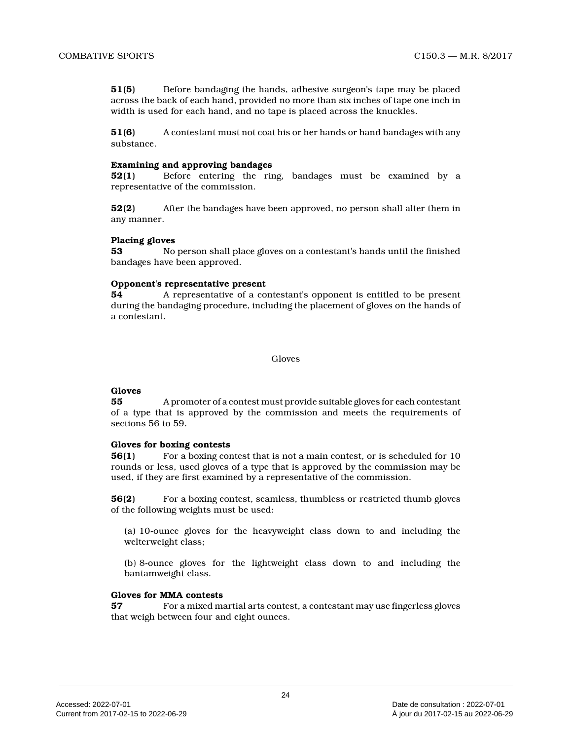**51(5)** Before bandaging the hands, adhesive surgeon's tape may be placed across the back of each hand, provided no more than six inches of tape one inch in width is used for each hand, and no tape is placed across the knuckles.

**51(6)** A contestant must not coat his or her hands or hand bandages with any substance.

**Examining and approving bandages**
**52(1)** Before entering the ring, bandages must be examined by a representative of the commission.

**52(2)** After the bandages have been approved, no person shall alter them in any manner.

**Placing gloves**
**53** No person shall place gloves on a contestant's hands until the finished bandages have been approved.

**Opponent's representative present**
**54** A representative of a contestant's opponent is entitled to be present during the bandaging procedure, including the placement of gloves on the hands of a contestant.

## Gloves

**Gloves**
**55** A promoter of a contest must provide suitable gloves for each contestant of a type that is approved by the commission and meets the requirements of sections 56 to 59.

**Gloves for boxing contests**
**56(1)** For a boxing contest that is not a main contest, or is scheduled for 10 rounds or less, used gloves of a type that is approved by the commission may be used, if they are first examined by a representative of the commission.

**56(2)** For a boxing contest, seamless, thumbless or restricted thumb gloves of the following weights must be used:

(a) 10-ounce gloves for the heavyweight class down to and including the welterweight class;

(b) 8-ounce gloves for the lightweight class down to and including the bantamweight class.

**Gloves for MMA contests**
**57** For a mixed martial arts contest, a contestant may use fingerless gloves that weigh between four and eight ounces.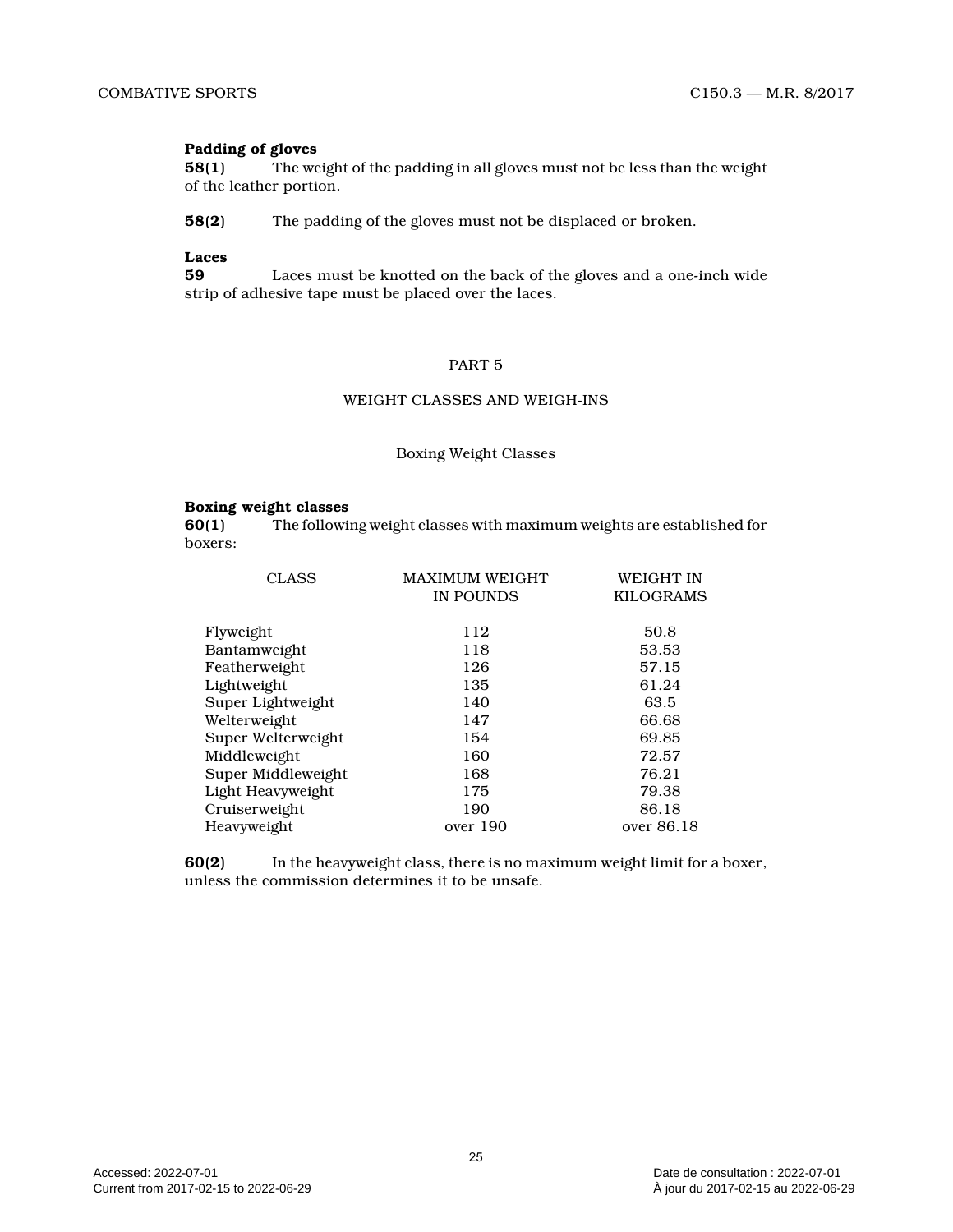**Padding of gloves**

**58(1)** The weight of the padding in all gloves must not be less than the weight of the leather portion.

**58(2)** The padding of the gloves must not be displaced or broken.

**Laces**

**59** Laces must be knotted on the back of the gloves and a one-inch wide strip of adhesive tape must be placed over the laces.

## PART 5

## WEIGHT CLASSES AND WEIGH-INS

### Boxing Weight Classes

**Boxing weight classes**

**60(1)** The following weight classes with maximum weights are established for boxers:

| CLASS | MAXIMUM WEIGHT IN POUNDS | WEIGHT IN KILOGRAMS |
|---|---|---|
| Flyweight | 112 | 50.8 |
| Bantamweight | 118 | 53.53 |
| Featherweight | 126 | 57.15 |
| Lightweight | 135 | 61.24 |
| Super Lightweight | 140 | 63.5 |
| Welterweight | 147 | 66.68 |
| Super Welterweight | 154 | 69.85 |
| Middleweight | 160 | 72.57 |
| Super Middleweight | 168 | 76.21 |
| Light Heavyweight | 175 | 79.38 |
| Cruiserweight | 190 | 86.18 |
| Heavyweight | over 190 | over 86.18 |

**60(2)** In the heavyweight class, there is no maximum weight limit for a boxer, unless the commission determines it to be unsafe.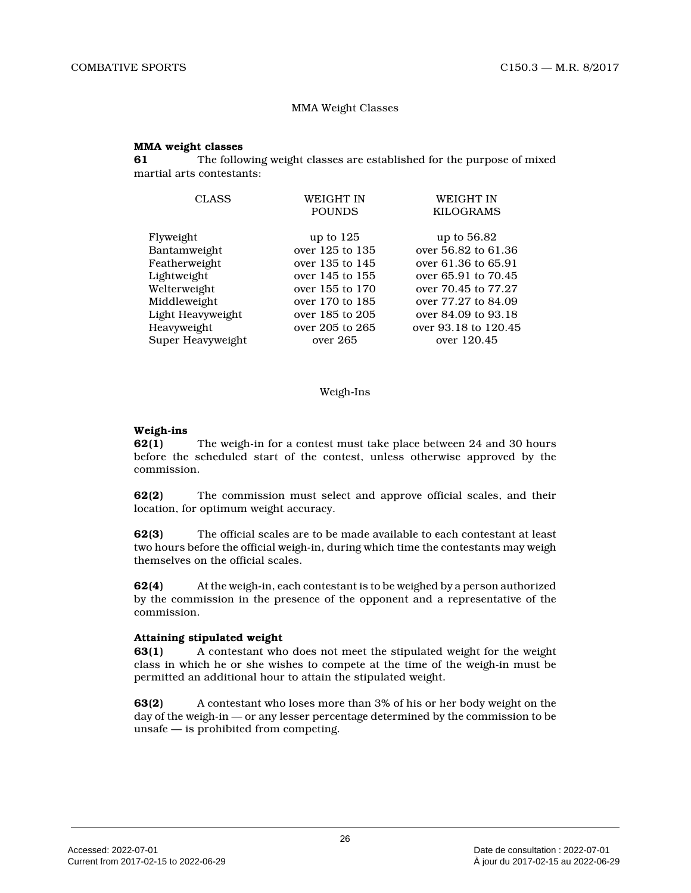## MMA Weight Classes

**MMA weight classes**

**61** The following weight classes are established for the purpose of mixed martial arts contestants:

| CLASS | WEIGHT IN POUNDS | WEIGHT IN KILOGRAMS |
|---|---|---|
| Flyweight | up to 125 | up to 56.82 |
| Bantamweight | over 125 to 135 | over 56.82 to 61.36 |
| Featherweight | over 135 to 145 | over 61.36 to 65.91 |
| Lightweight | over 145 to 155 | over 65.91 to 70.45 |
| Welterweight | over 155 to 170 | over 70.45 to 77.27 |
| Middleweight | over 170 to 185 | over 77.27 to 84.09 |
| Light Heavyweight | over 185 to 205 | over 84.09 to 93.18 |
| Heavyweight | over 205 to 265 | over 93.18 to 120.45 |
| Super Heavyweight | over 265 | over 120.45 |

## Weigh-Ins

**Weigh-ins**

**62(1)** The weigh-in for a contest must take place between 24 and 30 hours before the scheduled start of the contest, unless otherwise approved by the commission.

**62(2)** The commission must select and approve official scales, and their location, for optimum weight accuracy.

**62(3)** The official scales are to be made available to each contestant at least two hours before the official weigh-in, during which time the contestants may weigh themselves on the official scales.

**62(4)** At the weigh-in, each contestant is to be weighed by a person authorized by the commission in the presence of the opponent and a representative of the commission.

**Attaining stipulated weight**

**63(1)** A contestant who does not meet the stipulated weight for the weight class in which he or she wishes to compete at the time of the weigh-in must be permitted an additional hour to attain the stipulated weight.

**63(2)** A contestant who loses more than 3% of his or her body weight on the day of the weigh-in — or any lesser percentage determined by the commission to be unsafe — is prohibited from competing.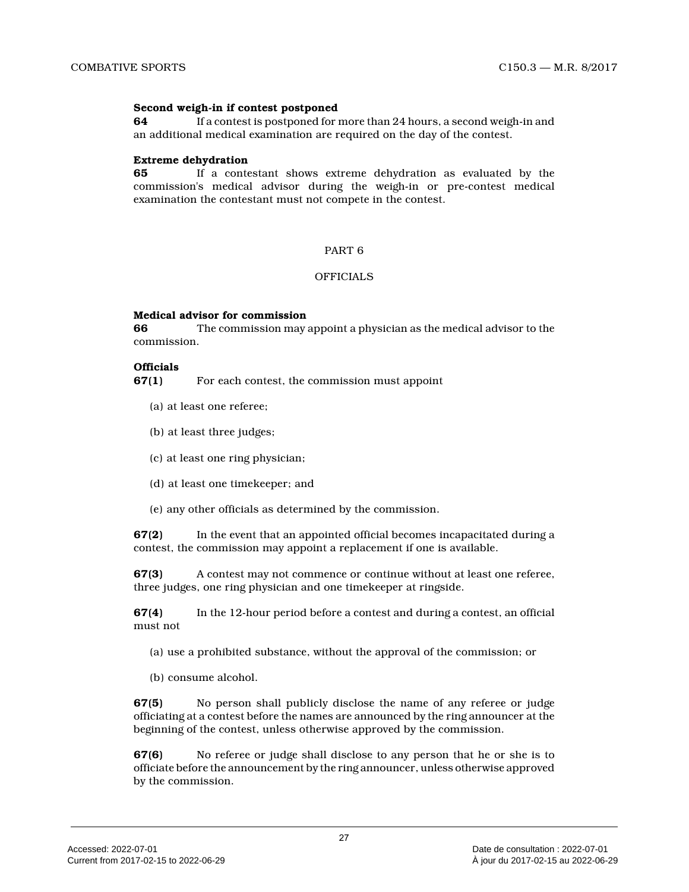**Second weigh-in if contest postponed**

**64** If a contest is postponed for more than 24 hours, a second weigh-in and an additional medical examination are required on the day of the contest.

**Extreme dehydration**

**65** If a contestant shows extreme dehydration as evaluated by the commission's medical advisor during the weigh-in or pre-contest medical examination the contestant must not compete in the contest.

## PART 6

## OFFICIALS

**Medical advisor for commission**

**66** The commission may appoint a physician as the medical advisor to the commission.

**Officials**

**67(1)** For each contest, the commission must appoint

(a) at least one referee;

(b) at least three judges;

(c) at least one ring physician;

(d) at least one timekeeper; and

(e) any other officials as determined by the commission.

**67(2)** In the event that an appointed official becomes incapacitated during a contest, the commission may appoint a replacement if one is available.

**67(3)** A contest may not commence or continue without at least one referee, three judges, one ring physician and one timekeeper at ringside.

**67(4)** In the 12-hour period before a contest and during a contest, an official must not

(a) use a prohibited substance, without the approval of the commission; or

(b) consume alcohol.

**67(5)** No person shall publicly disclose the name of any referee or judge officiating at a contest before the names are announced by the ring announcer at the beginning of the contest, unless otherwise approved by the commission.

**67(6)** No referee or judge shall disclose to any person that he or she is to officiate before the announcement by the ring announcer, unless otherwise approved by the commission.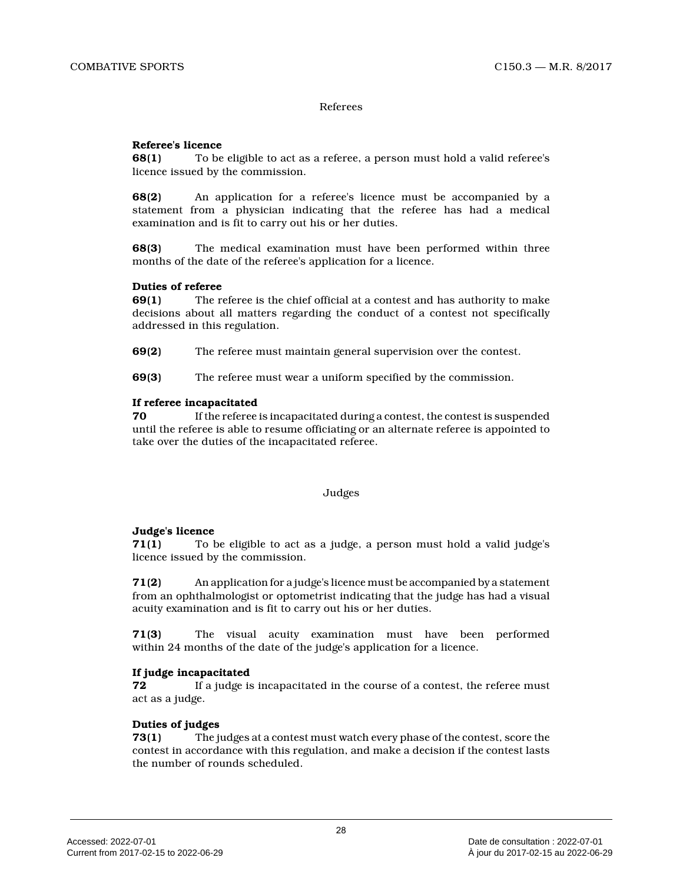## Referees

**Referee's licence**
**68(1)** To be eligible to act as a referee, a person must hold a valid referee's licence issued by the commission.

**68(2)** An application for a referee's licence must be accompanied by a statement from a physician indicating that the referee has had a medical examination and is fit to carry out his or her duties.

**68(3)** The medical examination must have been performed within three months of the date of the referee's application for a licence.

**Duties of referee**
**69(1)** The referee is the chief official at a contest and has authority to make decisions about all matters regarding the conduct of a contest not specifically addressed in this regulation.

**69(2)** The referee must maintain general supervision over the contest.

**69(3)** The referee must wear a uniform specified by the commission.

**If referee incapacitated**
**70** If the referee is incapacitated during a contest, the contest is suspended until the referee is able to resume officiating or an alternate referee is appointed to take over the duties of the incapacitated referee.

## Judges

**Judge's licence**
**71(1)** To be eligible to act as a judge, a person must hold a valid judge's licence issued by the commission.

**71(2)** An application for a judge's licence must be accompanied by a statement from an ophthalmologist or optometrist indicating that the judge has had a visual acuity examination and is fit to carry out his or her duties.

**71(3)** The visual acuity examination must have been performed within 24 months of the date of the judge's application for a licence.

**If judge incapacitated**
**72** If a judge is incapacitated in the course of a contest, the referee must act as a judge.

**Duties of judges**
**73(1)** The judges at a contest must watch every phase of the contest, score the contest in accordance with this regulation, and make a decision if the contest lasts the number of rounds scheduled.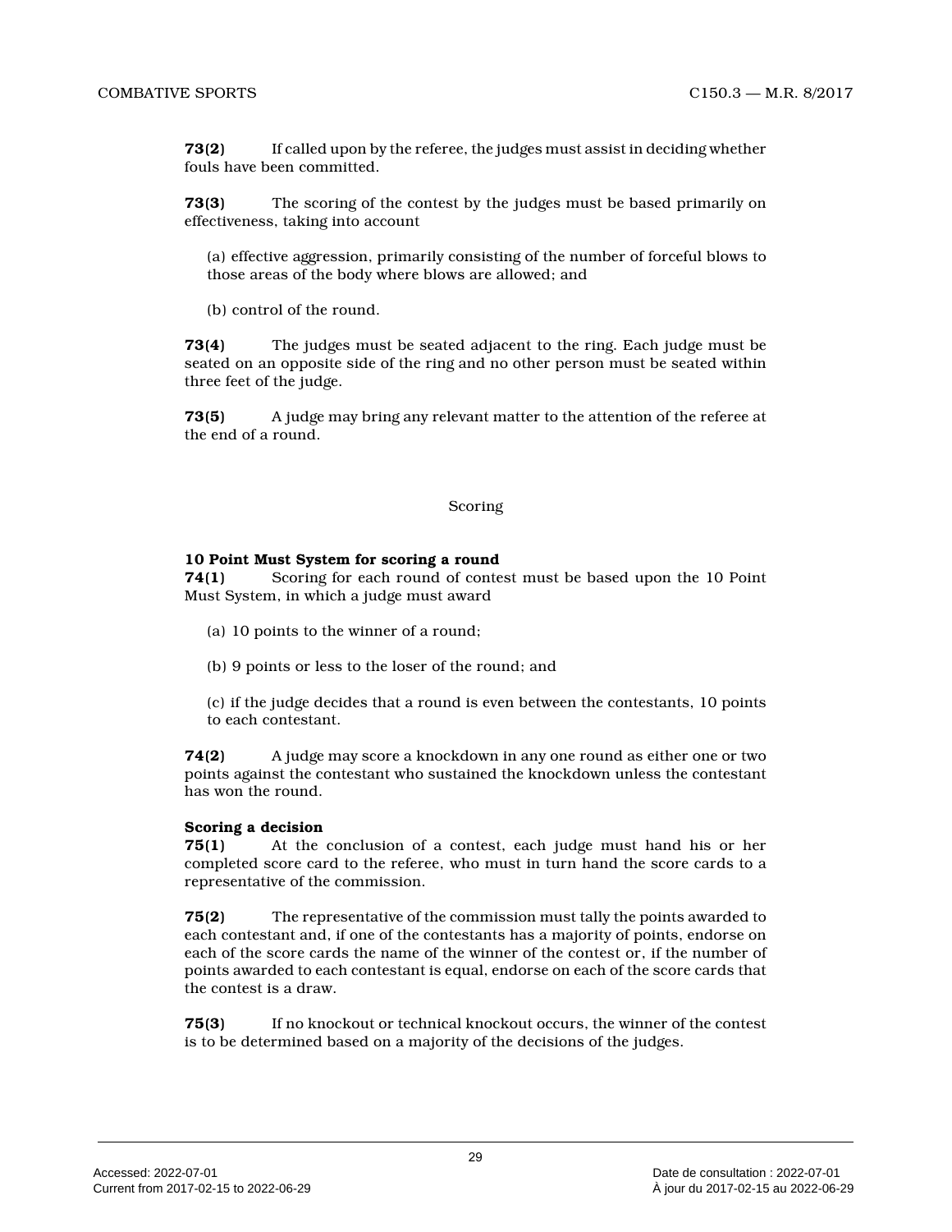**73(2)** If called upon by the referee, the judges must assist in deciding whether fouls have been committed.

**73(3)** The scoring of the contest by the judges must be based primarily on effectiveness, taking into account

(a) effective aggression, primarily consisting of the number of forceful blows to those areas of the body where blows are allowed; and

(b) control of the round.

**73(4)** The judges must be seated adjacent to the ring. Each judge must be seated on an opposite side of the ring and no other person must be seated within three feet of the judge.

**73(5)** A judge may bring any relevant matter to the attention of the referee at the end of a round.

## Scoring

**10 Point Must System for scoring a round**

**74(1)** Scoring for each round of contest must be based upon the 10 Point Must System, in which a judge must award

(a) 10 points to the winner of a round;

(b) 9 points or less to the loser of the round; and

(c) if the judge decides that a round is even between the contestants, 10 points to each contestant.

**74(2)** A judge may score a knockdown in any one round as either one or two points against the contestant who sustained the knockdown unless the contestant has won the round.

**Scoring a decision**

**75(1)** At the conclusion of a contest, each judge must hand his or her completed score card to the referee, who must in turn hand the score cards to a representative of the commission.

**75(2)** The representative of the commission must tally the points awarded to each contestant and, if one of the contestants has a majority of points, endorse on each of the score cards the name of the winner of the contest or, if the number of points awarded to each contestant is equal, endorse on each of the score cards that the contest is a draw.

**75(3)** If no knockout or technical knockout occurs, the winner of the contest is to be determined based on a majority of the decisions of the judges.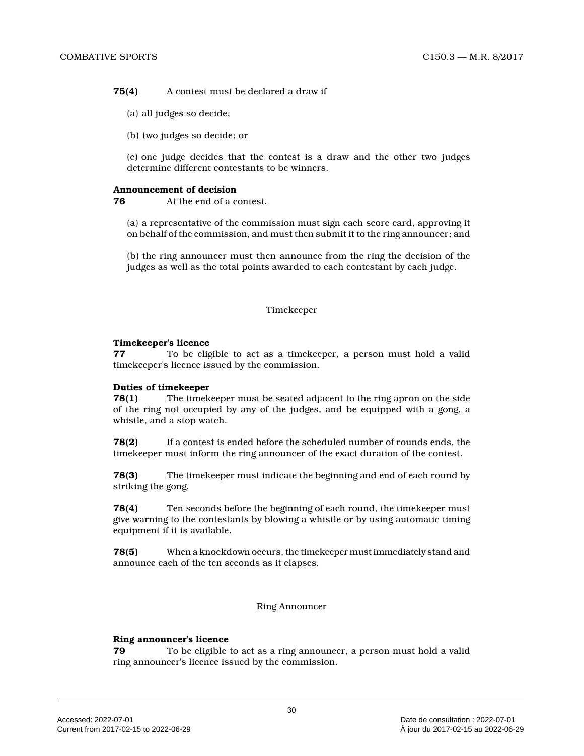**75(4)** A contest must be declared a draw if

(a) all judges so decide;

(b) two judges so decide; or

(c) one judge decides that the contest is a draw and the other two judges determine different contestants to be winners.

**Announcement of decision**

**76** At the end of a contest,

(a) a representative of the commission must sign each score card, approving it on behalf of the commission, and must then submit it to the ring announcer; and

(b) the ring announcer must then announce from the ring the decision of the judges as well as the total points awarded to each contestant by each judge.

## Timekeeper

**Timekeeper's licence**

**77** To be eligible to act as a timekeeper, a person must hold a valid timekeeper's licence issued by the commission.

**Duties of timekeeper**

**78(1)** The timekeeper must be seated adjacent to the ring apron on the side of the ring not occupied by any of the judges, and be equipped with a gong, a whistle, and a stop watch.

**78(2)** If a contest is ended before the scheduled number of rounds ends, the timekeeper must inform the ring announcer of the exact duration of the contest.

**78(3)** The timekeeper must indicate the beginning and end of each round by striking the gong.

**78(4)** Ten seconds before the beginning of each round, the timekeeper must give warning to the contestants by blowing a whistle or by using automatic timing equipment if it is available.

**78(5)** When a knockdown occurs, the timekeeper must immediately stand and announce each of the ten seconds as it elapses.

## Ring Announcer

**Ring announcer's licence**

**79** To be eligible to act as a ring announcer, a person must hold a valid ring announcer's licence issued by the commission.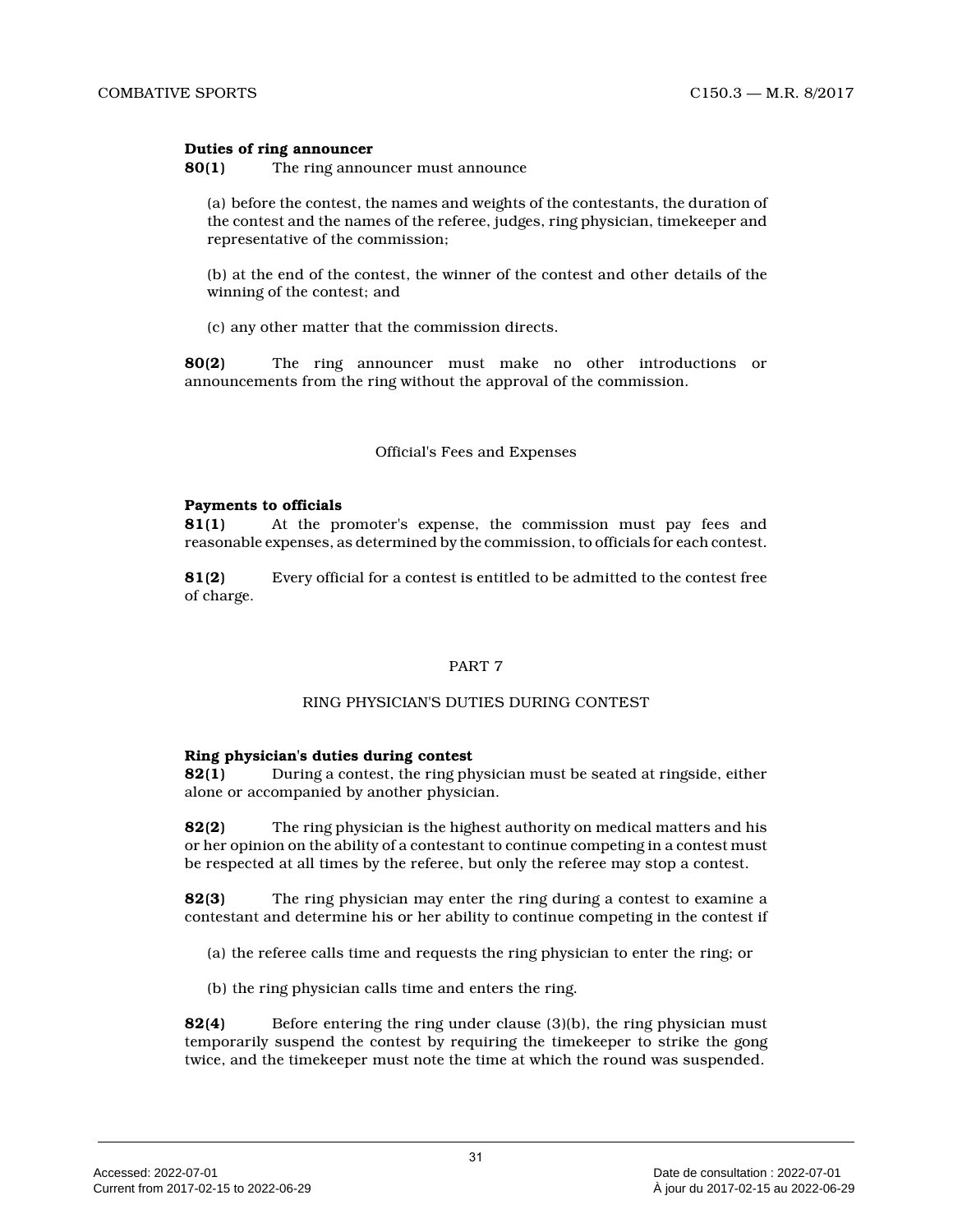**Duties of ring announcer**

**80(1)** The ring announcer must announce

(a) before the contest, the names and weights of the contestants, the duration of the contest and the names of the referee, judges, ring physician, timekeeper and representative of the commission;

(b) at the end of the contest, the winner of the contest and other details of the winning of the contest; and

(c) any other matter that the commission directs.

**80(2)** The ring announcer must make no other introductions or announcements from the ring without the approval of the commission.

## Official's Fees and Expenses

**Payments to officials**

**81(1)** At the promoter's expense, the commission must pay fees and reasonable expenses, as determined by the commission, to officials for each contest.

**81(2)** Every official for a contest is entitled to be admitted to the contest free of charge.

# PART 7

## RING PHYSICIAN'S DUTIES DURING CONTEST

**Ring physician's duties during contest**

**82(1)** During a contest, the ring physician must be seated at ringside, either alone or accompanied by another physician.

**82(2)** The ring physician is the highest authority on medical matters and his or her opinion on the ability of a contestant to continue competing in a contest must be respected at all times by the referee, but only the referee may stop a contest.

**82(3)** The ring physician may enter the ring during a contest to examine a contestant and determine his or her ability to continue competing in the contest if

(a) the referee calls time and requests the ring physician to enter the ring; or

(b) the ring physician calls time and enters the ring.

**82(4)** Before entering the ring under clause (3)(b), the ring physician must temporarily suspend the contest by requiring the timekeeper to strike the gong twice, and the timekeeper must note the time at which the round was suspended.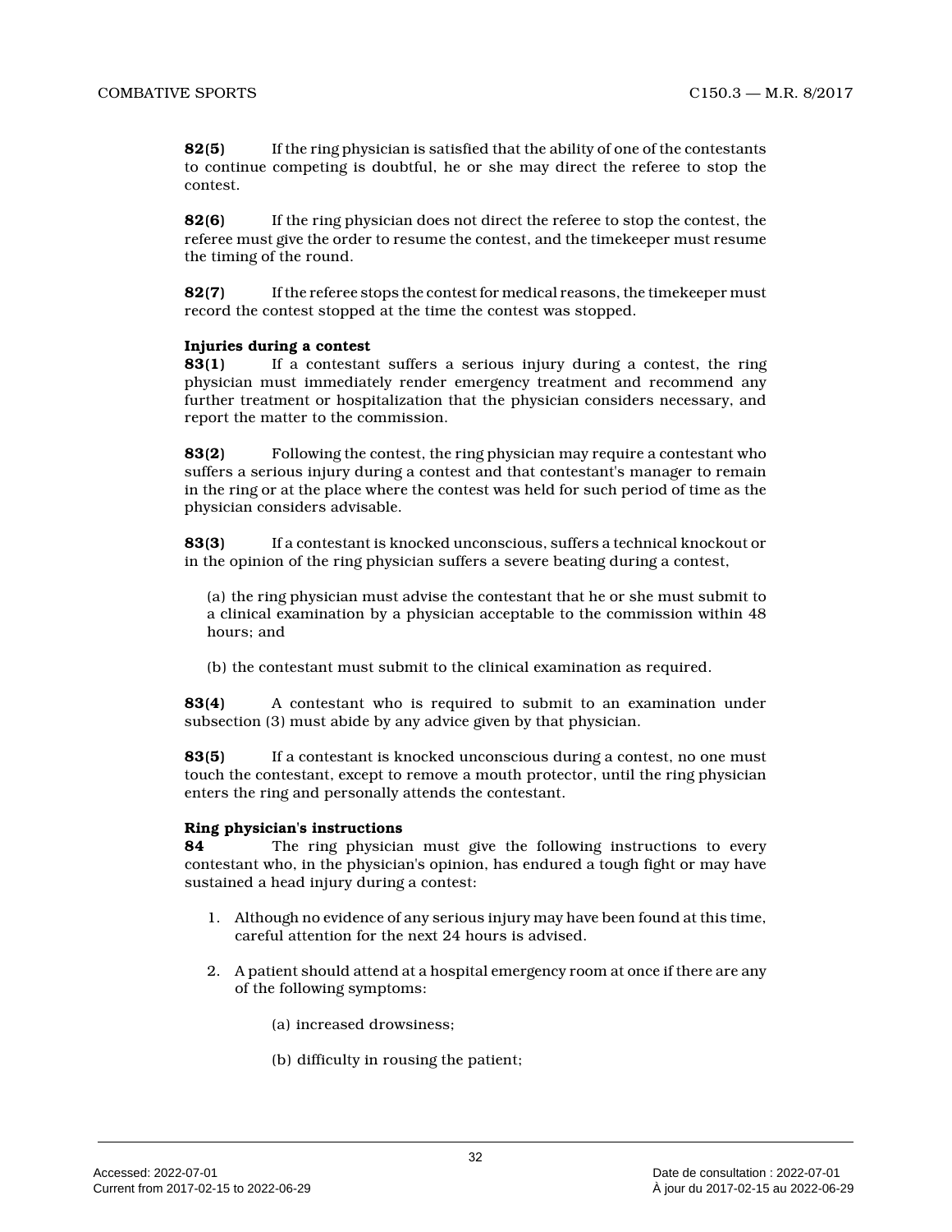**82(5)** If the ring physician is satisfied that the ability of one of the contestants to continue competing is doubtful, he or she may direct the referee to stop the contest.

**82(6)** If the ring physician does not direct the referee to stop the contest, the referee must give the order to resume the contest, and the timekeeper must resume the timing of the round.

**82(7)** If the referee stops the contest for medical reasons, the timekeeper must record the contest stopped at the time the contest was stopped.

**Injuries during a contest**

**83(1)** If a contestant suffers a serious injury during a contest, the ring physician must immediately render emergency treatment and recommend any further treatment or hospitalization that the physician considers necessary, and report the matter to the commission.

**83(2)** Following the contest, the ring physician may require a contestant who suffers a serious injury during a contest and that contestant's manager to remain in the ring or at the place where the contest was held for such period of time as the physician considers advisable.

**83(3)** If a contestant is knocked unconscious, suffers a technical knockout or in the opinion of the ring physician suffers a severe beating during a contest,

(a) the ring physician must advise the contestant that he or she must submit to a clinical examination by a physician acceptable to the commission within 48 hours; and

(b) the contestant must submit to the clinical examination as required.

**83(4)** A contestant who is required to submit to an examination under subsection (3) must abide by any advice given by that physician.

**83(5)** If a contestant is knocked unconscious during a contest, no one must touch the contestant, except to remove a mouth protector, until the ring physician enters the ring and personally attends the contestant.

**Ring physician's instructions**

**84** The ring physician must give the following instructions to every contestant who, in the physician's opinion, has endured a tough fight or may have sustained a head injury during a contest:

1. Although no evidence of any serious injury may have been found at this time, careful attention for the next 24 hours is advised.

2. A patient should attend at a hospital emergency room at once if there are any of the following symptoms:

   (a) increased drowsiness;

   (b) difficulty in rousing the patient;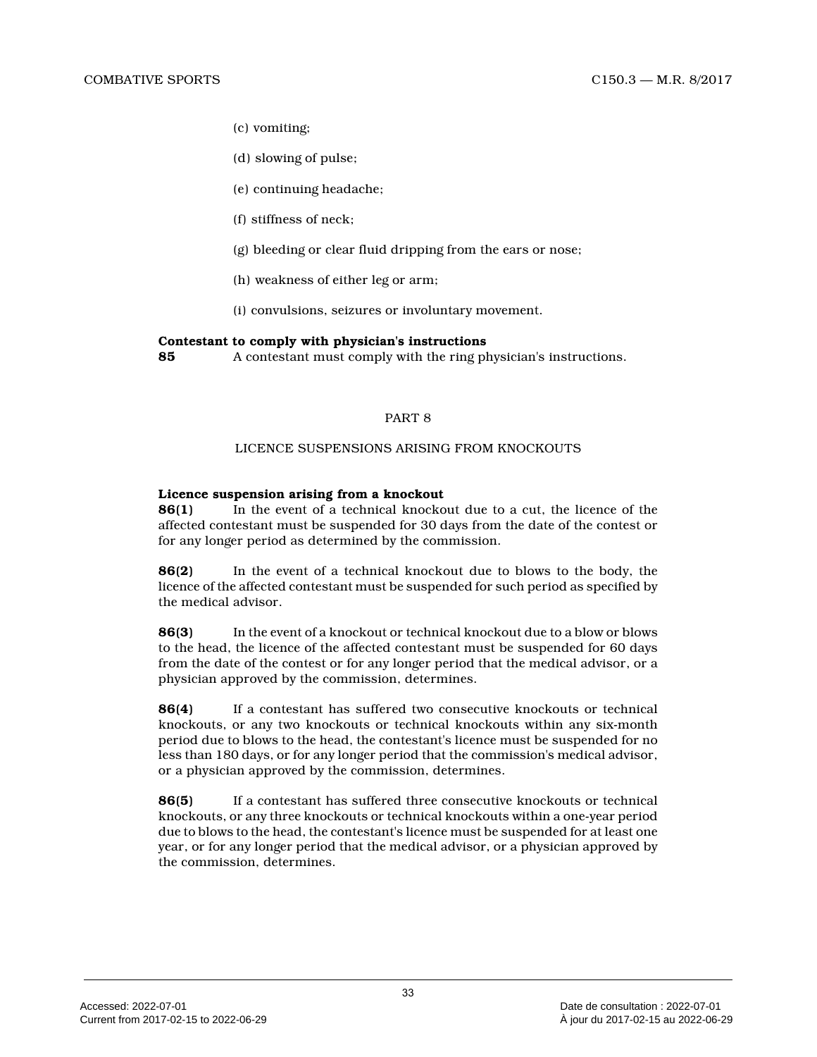(c) vomiting;

(d) slowing of pulse;

(e) continuing headache;

(f) stiffness of neck;

(g) bleeding or clear fluid dripping from the ears or nose;

(h) weakness of either leg or arm;

(i) convulsions, seizures or involuntary movement.

**Contestant to comply with physician's instructions**

**85** A contestant must comply with the ring physician's instructions.

PART 8

LICENCE SUSPENSIONS ARISING FROM KNOCKOUTS

**Licence suspension arising from a knockout**

**86(1)** In the event of a technical knockout due to a cut, the licence of the affected contestant must be suspended for 30 days from the date of the contest or for any longer period as determined by the commission.

**86(2)** In the event of a technical knockout due to blows to the body, the licence of the affected contestant must be suspended for such period as specified by the medical advisor.

**86(3)** In the event of a knockout or technical knockout due to a blow or blows to the head, the licence of the affected contestant must be suspended for 60 days from the date of the contest or for any longer period that the medical advisor, or a physician approved by the commission, determines.

**86(4)** If a contestant has suffered two consecutive knockouts or technical knockouts, or any two knockouts or technical knockouts within any six-month period due to blows to the head, the contestant's licence must be suspended for no less than 180 days, or for any longer period that the commission's medical advisor, or a physician approved by the commission, determines.

**86(5)** If a contestant has suffered three consecutive knockouts or technical knockouts, or any three knockouts or technical knockouts within a one-year period due to blows to the head, the contestant's licence must be suspended for at least one year, or for any longer period that the medical advisor, or a physician approved by the commission, determines.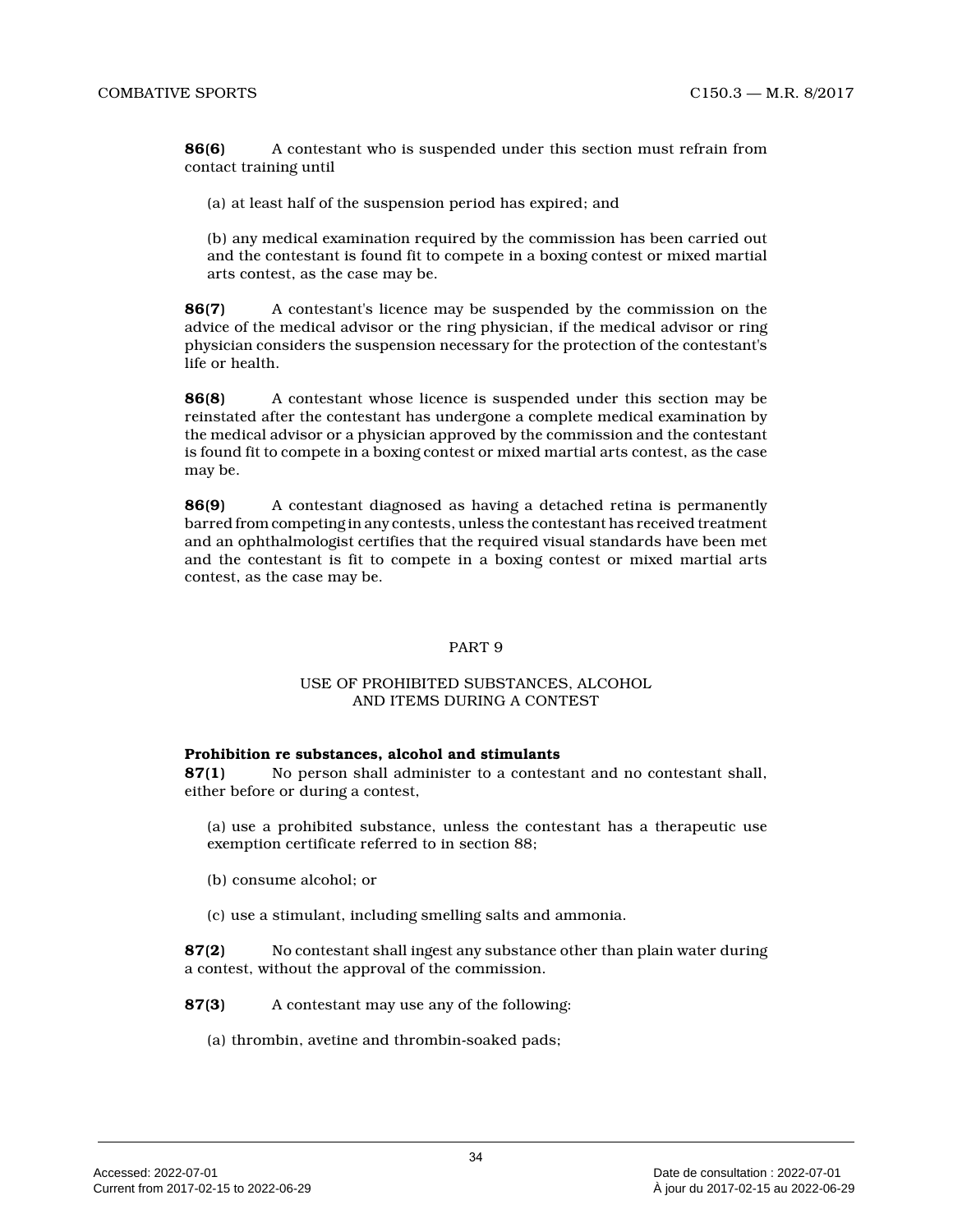**86(6)** A contestant who is suspended under this section must refrain from contact training until

(a) at least half of the suspension period has expired; and

(b) any medical examination required by the commission has been carried out and the contestant is found fit to compete in a boxing contest or mixed martial arts contest, as the case may be.

**86(7)** A contestant's licence may be suspended by the commission on the advice of the medical advisor or the ring physician, if the medical advisor or ring physician considers the suspension necessary for the protection of the contestant's life or health.

**86(8)** A contestant whose licence is suspended under this section may be reinstated after the contestant has undergone a complete medical examination by the medical advisor or a physician approved by the commission and the contestant is found fit to compete in a boxing contest or mixed martial arts contest, as the case may be.

**86(9)** A contestant diagnosed as having a detached retina is permanently barred from competing in any contests, unless the contestant has received treatment and an ophthalmologist certifies that the required visual standards have been met and the contestant is fit to compete in a boxing contest or mixed martial arts contest, as the case may be.

## PART 9

## USE OF PROHIBITED SUBSTANCES, ALCOHOL AND ITEMS DURING A CONTEST

**Prohibition re substances, alcohol and stimulants**

**87(1)** No person shall administer to a contestant and no contestant shall, either before or during a contest,

(a) use a prohibited substance, unless the contestant has a therapeutic use exemption certificate referred to in section 88;

(b) consume alcohol; or

(c) use a stimulant, including smelling salts and ammonia.

**87(2)** No contestant shall ingest any substance other than plain water during a contest, without the approval of the commission.

**87(3)** A contestant may use any of the following:

(a) thrombin, avetine and thrombin-soaked pads;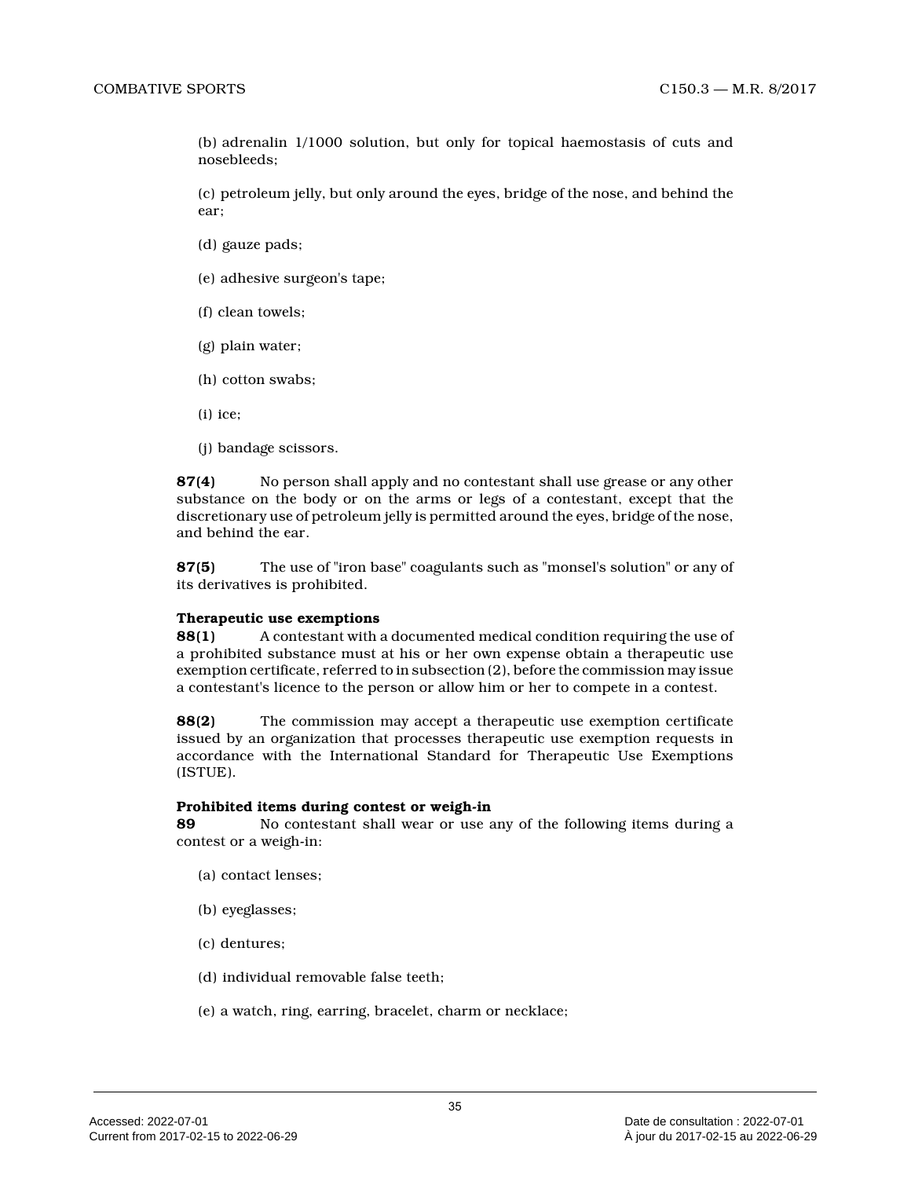(b) adrenalin 1/1000 solution, but only for topical haemostasis of cuts and nosebleeds;

(c) petroleum jelly, but only around the eyes, bridge of the nose, and behind the ear;

(d) gauze pads;

(e) adhesive surgeon's tape;

(f) clean towels;

(g) plain water;

(h) cotton swabs;

(i) ice;

(j) bandage scissors.

**87(4)** No person shall apply and no contestant shall use grease or any other substance on the body or on the arms or legs of a contestant, except that the discretionary use of petroleum jelly is permitted around the eyes, bridge of the nose, and behind the ear.

**87(5)** The use of "iron base" coagulants such as "monsel's solution" or any of its derivatives is prohibited.

**Therapeutic use exemptions**

**88(1)** A contestant with a documented medical condition requiring the use of a prohibited substance must at his or her own expense obtain a therapeutic use exemption certificate, referred to in subsection (2), before the commission may issue a contestant's licence to the person or allow him or her to compete in a contest.

**88(2)** The commission may accept a therapeutic use exemption certificate issued by an organization that processes therapeutic use exemption requests in accordance with the International Standard for Therapeutic Use Exemptions (ISTUE).

**Prohibited items during contest or weigh-in**

**89** No contestant shall wear or use any of the following items during a contest or a weigh-in:

(a) contact lenses;

(b) eyeglasses;

(c) dentures;

(d) individual removable false teeth;

(e) a watch, ring, earring, bracelet, charm or necklace;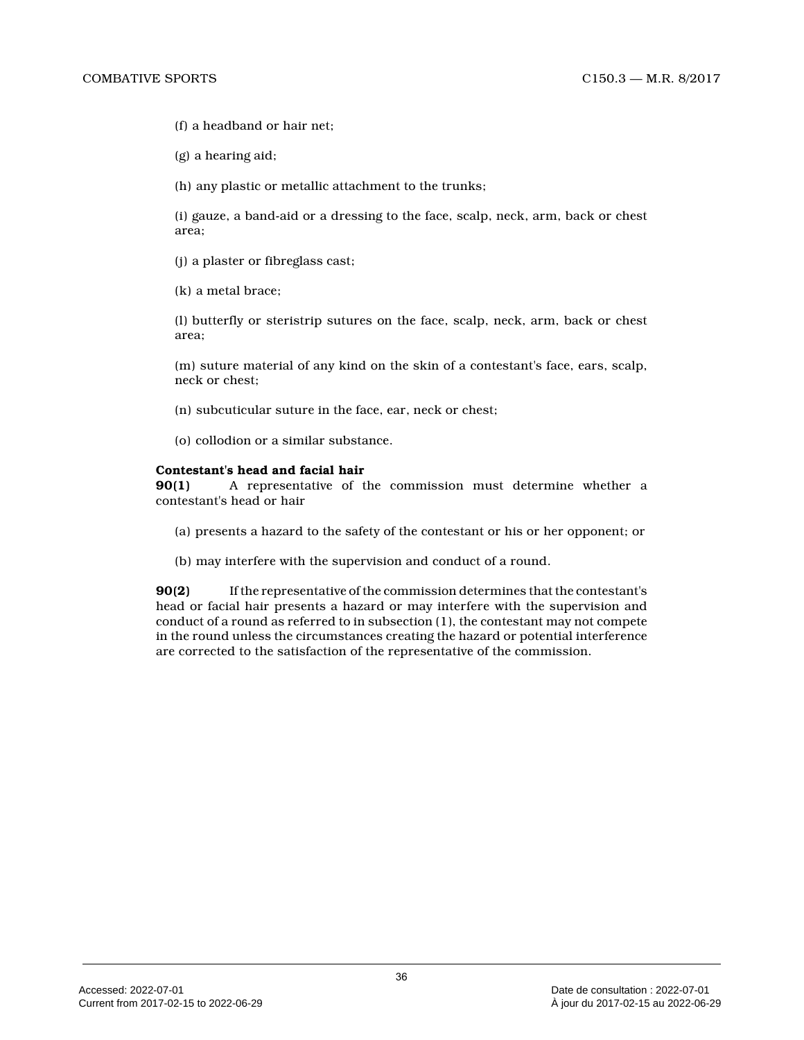(f) a headband or hair net;

(g) a hearing aid;

(h) any plastic or metallic attachment to the trunks;

(i) gauze, a band-aid or a dressing to the face, scalp, neck, arm, back or chest area;

(j) a plaster or fibreglass cast;

(k) a metal brace;

(l) butterfly or steristrip sutures on the face, scalp, neck, arm, back or chest area;

(m) suture material of any kind on the skin of a contestant's face, ears, scalp, neck or chest;

(n) subcuticular suture in the face, ear, neck or chest;

(o) collodion or a similar substance.

**Contestant's head and facial hair**

**90(1)** A representative of the commission must determine whether a contestant's head or hair

(a) presents a hazard to the safety of the contestant or his or her opponent; or

(b) may interfere with the supervision and conduct of a round.

**90(2)** If the representative of the commission determines that the contestant's head or facial hair presents a hazard or may interfere with the supervision and conduct of a round as referred to in subsection (1), the contestant may not compete in the round unless the circumstances creating the hazard or potential interference are corrected to the satisfaction of the representative of the commission.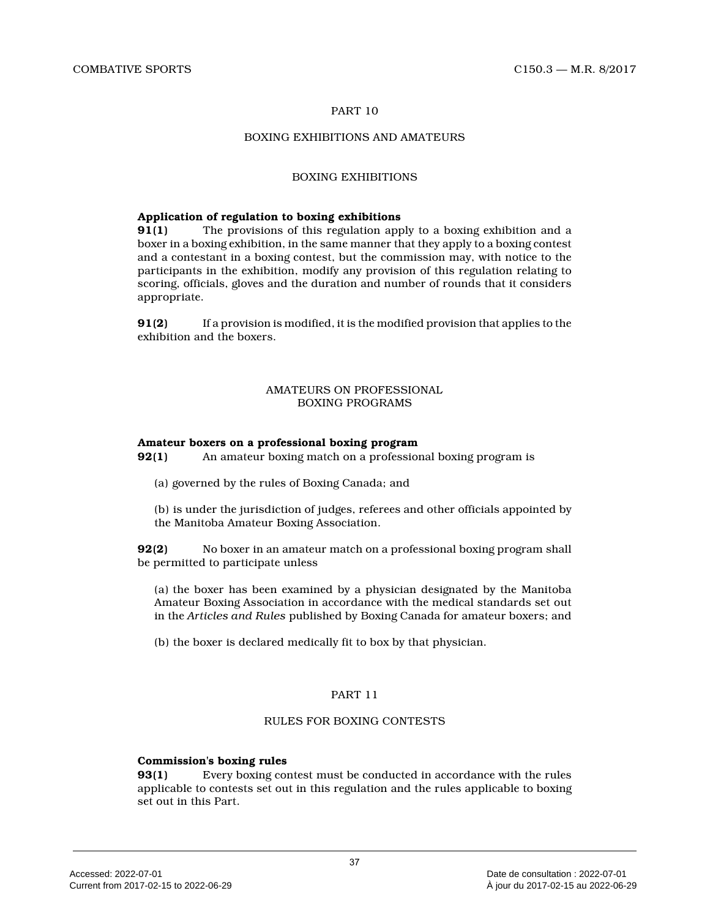## PART 10

## BOXING EXHIBITIONS AND AMATEURS

### BOXING EXHIBITIONS

**Application of regulation to boxing exhibitions**

**91(1)** The provisions of this regulation apply to a boxing exhibition and a boxer in a boxing exhibition, in the same manner that they apply to a boxing contest and a contestant in a boxing contest, but the commission may, with notice to the participants in the exhibition, modify any provision of this regulation relating to scoring, officials, gloves and the duration and number of rounds that it considers appropriate.

**91(2)** If a provision is modified, it is the modified provision that applies to the exhibition and the boxers.

### AMATEURS ON PROFESSIONAL BOXING PROGRAMS

**Amateur boxers on a professional boxing program**

**92(1)** An amateur boxing match on a professional boxing program is

(a) governed by the rules of Boxing Canada; and

(b) is under the jurisdiction of judges, referees and other officials appointed by the Manitoba Amateur Boxing Association.

**92(2)** No boxer in an amateur match on a professional boxing program shall be permitted to participate unless

(a) the boxer has been examined by a physician designated by the Manitoba Amateur Boxing Association in accordance with the medical standards set out in the *Articles and Rules* published by Boxing Canada for amateur boxers; and

(b) the boxer is declared medically fit to box by that physician.

## PART 11

## RULES FOR BOXING CONTESTS

**Commission's boxing rules**

**93(1)** Every boxing contest must be conducted in accordance with the rules applicable to contests set out in this regulation and the rules applicable to boxing set out in this Part.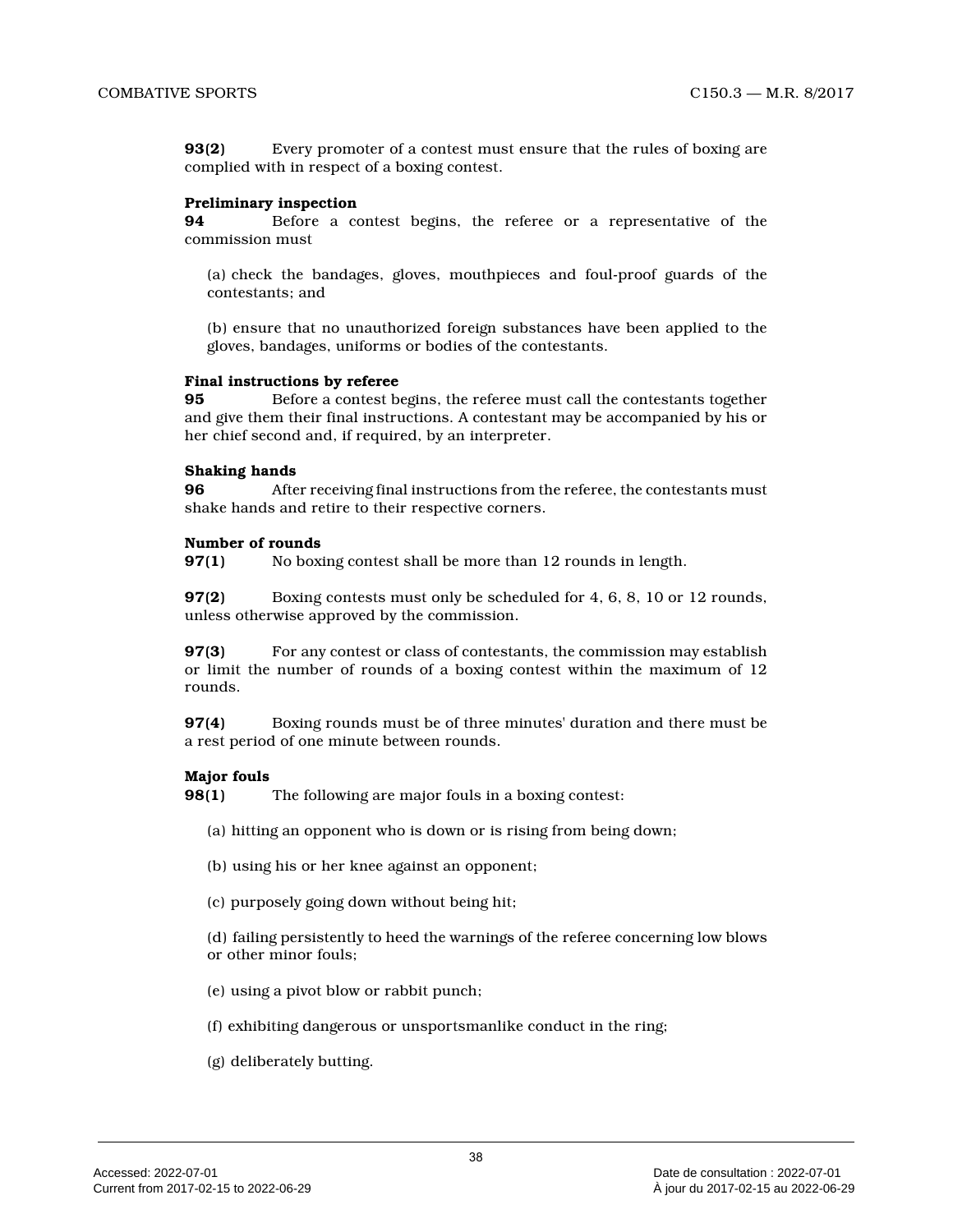**93(2)** Every promoter of a contest must ensure that the rules of boxing are complied with in respect of a boxing contest.

**Preliminary inspection**

**94** Before a contest begins, the referee or a representative of the commission must

(a) check the bandages, gloves, mouthpieces and foul-proof guards of the contestants; and

(b) ensure that no unauthorized foreign substances have been applied to the gloves, bandages, uniforms or bodies of the contestants.

**Final instructions by referee**

**95** Before a contest begins, the referee must call the contestants together and give them their final instructions. A contestant may be accompanied by his or her chief second and, if required, by an interpreter.

**Shaking hands**

**96** After receiving final instructions from the referee, the contestants must shake hands and retire to their respective corners.

**Number of rounds**

**97(1)** No boxing contest shall be more than 12 rounds in length.

**97(2)** Boxing contests must only be scheduled for 4, 6, 8, 10 or 12 rounds, unless otherwise approved by the commission.

**97(3)** For any contest or class of contestants, the commission may establish or limit the number of rounds of a boxing contest within the maximum of 12 rounds.

**97(4)** Boxing rounds must be of three minutes' duration and there must be a rest period of one minute between rounds.

**Major fouls**

**98(1)** The following are major fouls in a boxing contest:

(a) hitting an opponent who is down or is rising from being down;

(b) using his or her knee against an opponent;

(c) purposely going down without being hit;

(d) failing persistently to heed the warnings of the referee concerning low blows or other minor fouls;

(e) using a pivot blow or rabbit punch;

(f) exhibiting dangerous or unsportsmanlike conduct in the ring;

(g) deliberately butting.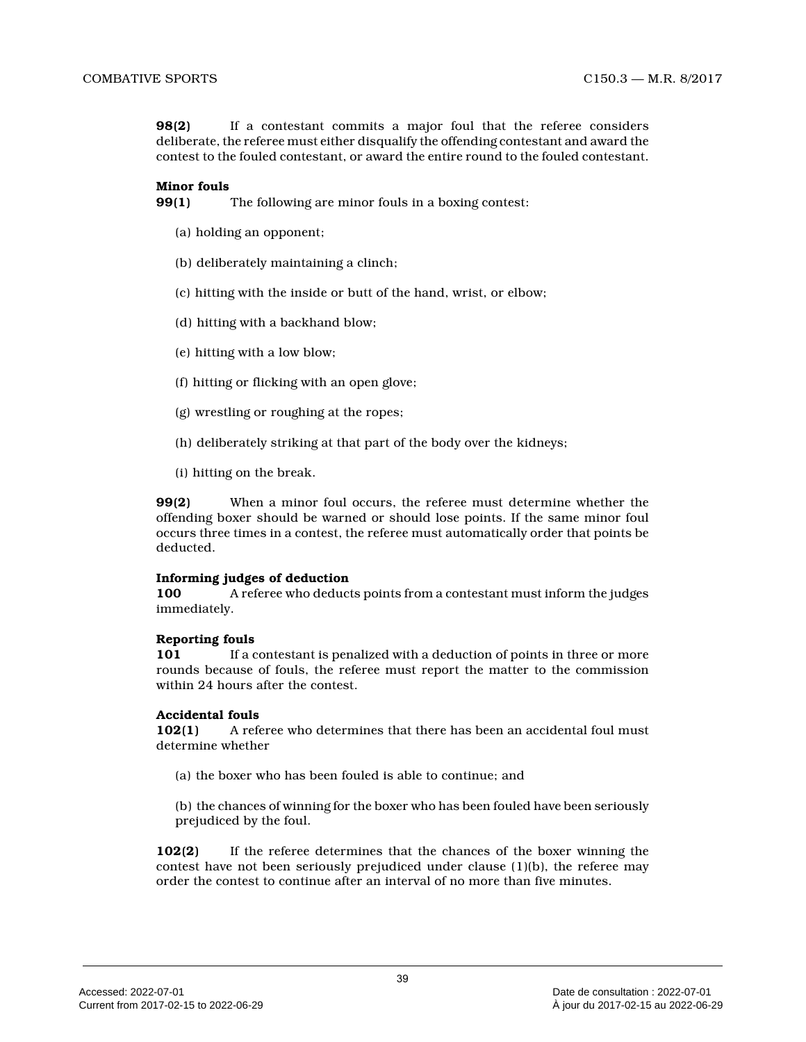**98(2)** If a contestant commits a major foul that the referee considers deliberate, the referee must either disqualify the offending contestant and award the contest to the fouled contestant, or award the entire round to the fouled contestant.

**Minor fouls**

**99(1)** The following are minor fouls in a boxing contest:

(a) holding an opponent;

(b) deliberately maintaining a clinch;

(c) hitting with the inside or butt of the hand, wrist, or elbow;

(d) hitting with a backhand blow;

(e) hitting with a low blow;

(f) hitting or flicking with an open glove;

(g) wrestling or roughing at the ropes;

(h) deliberately striking at that part of the body over the kidneys;

(i) hitting on the break.

**99(2)** When a minor foul occurs, the referee must determine whether the offending boxer should be warned or should lose points. If the same minor foul occurs three times in a contest, the referee must automatically order that points be deducted.

**Informing judges of deduction**

**100** A referee who deducts points from a contestant must inform the judges immediately.

**Reporting fouls**

**101** If a contestant is penalized with a deduction of points in three or more rounds because of fouls, the referee must report the matter to the commission within 24 hours after the contest.

**Accidental fouls**

**102(1)** A referee who determines that there has been an accidental foul must determine whether

(a) the boxer who has been fouled is able to continue; and

(b) the chances of winning for the boxer who has been fouled have been seriously prejudiced by the foul.

**102(2)** If the referee determines that the chances of the boxer winning the contest have not been seriously prejudiced under clause (1)(b), the referee may order the contest to continue after an interval of no more than five minutes.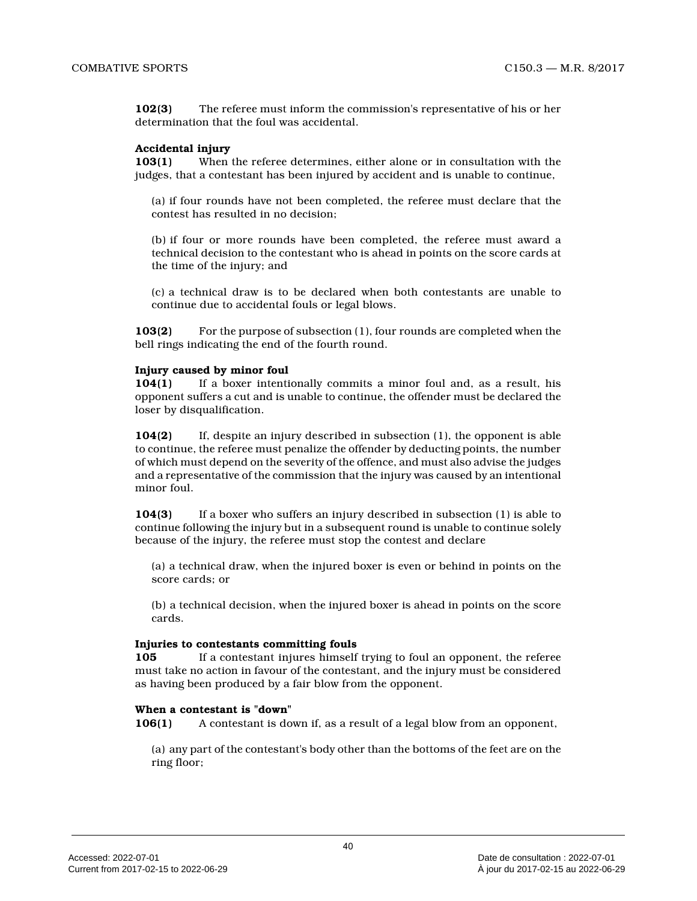**102(3)** The referee must inform the commission's representative of his or her determination that the foul was accidental.

**Accidental injury**

**103(1)** When the referee determines, either alone or in consultation with the judges, that a contestant has been injured by accident and is unable to continue,

(a) if four rounds have not been completed, the referee must declare that the contest has resulted in no decision;

(b) if four or more rounds have been completed, the referee must award a technical decision to the contestant who is ahead in points on the score cards at the time of the injury; and

(c) a technical draw is to be declared when both contestants are unable to continue due to accidental fouls or legal blows.

**103(2)** For the purpose of subsection (1), four rounds are completed when the bell rings indicating the end of the fourth round.

**Injury caused by minor foul**

**104(1)** If a boxer intentionally commits a minor foul and, as a result, his opponent suffers a cut and is unable to continue, the offender must be declared the loser by disqualification.

**104(2)** If, despite an injury described in subsection (1), the opponent is able to continue, the referee must penalize the offender by deducting points, the number of which must depend on the severity of the offence, and must also advise the judges and a representative of the commission that the injury was caused by an intentional minor foul.

**104(3)** If a boxer who suffers an injury described in subsection (1) is able to continue following the injury but in a subsequent round is unable to continue solely because of the injury, the referee must stop the contest and declare

(a) a technical draw, when the injured boxer is even or behind in points on the score cards; or

(b) a technical decision, when the injured boxer is ahead in points on the score cards.

**Injuries to contestants committing fouls**

**105** If a contestant injures himself trying to foul an opponent, the referee must take no action in favour of the contestant, and the injury must be considered as having been produced by a fair blow from the opponent.

**When a contestant is "down"**

**106(1)** A contestant is down if, as a result of a legal blow from an opponent,

(a) any part of the contestant's body other than the bottoms of the feet are on the ring floor;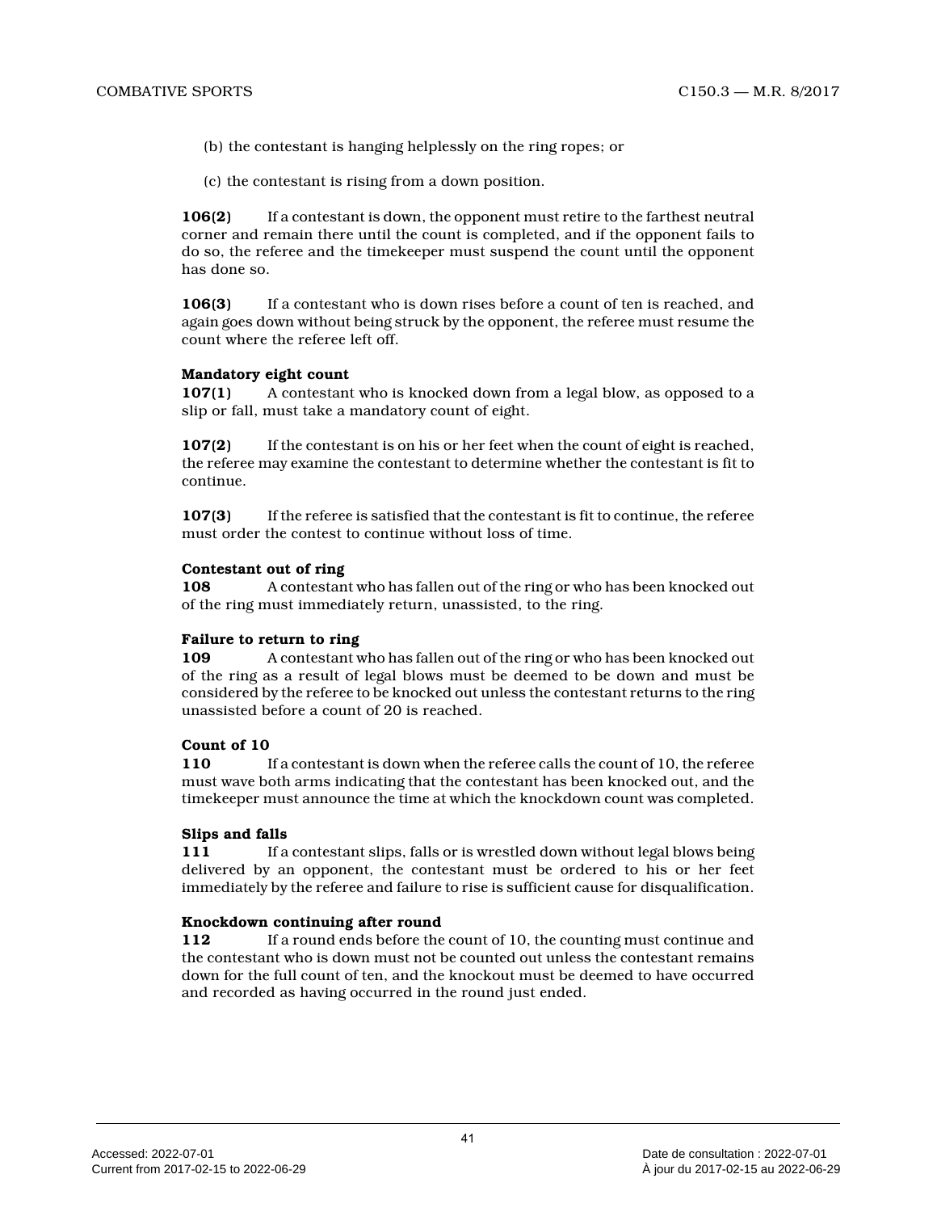(b) the contestant is hanging helplessly on the ring ropes; or

(c) the contestant is rising from a down position.

**106(2)** If a contestant is down, the opponent must retire to the farthest neutral corner and remain there until the count is completed, and if the opponent fails to do so, the referee and the timekeeper must suspend the count until the opponent has done so.

**106(3)** If a contestant who is down rises before a count of ten is reached, and again goes down without being struck by the opponent, the referee must resume the count where the referee left off.

**Mandatory eight count**
**107(1)** A contestant who is knocked down from a legal blow, as opposed to a slip or fall, must take a mandatory count of eight.

**107(2)** If the contestant is on his or her feet when the count of eight is reached, the referee may examine the contestant to determine whether the contestant is fit to continue.

**107(3)** If the referee is satisfied that the contestant is fit to continue, the referee must order the contest to continue without loss of time.

**Contestant out of ring**
**108** A contestant who has fallen out of the ring or who has been knocked out of the ring must immediately return, unassisted, to the ring.

**Failure to return to ring**
**109** A contestant who has fallen out of the ring or who has been knocked out of the ring as a result of legal blows must be deemed to be down and must be considered by the referee to be knocked out unless the contestant returns to the ring unassisted before a count of 20 is reached.

**Count of 10**
**110** If a contestant is down when the referee calls the count of 10, the referee must wave both arms indicating that the contestant has been knocked out, and the timekeeper must announce the time at which the knockdown count was completed.

**Slips and falls**
**111** If a contestant slips, falls or is wrestled down without legal blows being delivered by an opponent, the contestant must be ordered to his or her feet immediately by the referee and failure to rise is sufficient cause for disqualification.

**Knockdown continuing after round**
**112** If a round ends before the count of 10, the counting must continue and the contestant who is down must not be counted out unless the contestant remains down for the full count of ten, and the knockout must be deemed to have occurred and recorded as having occurred in the round just ended.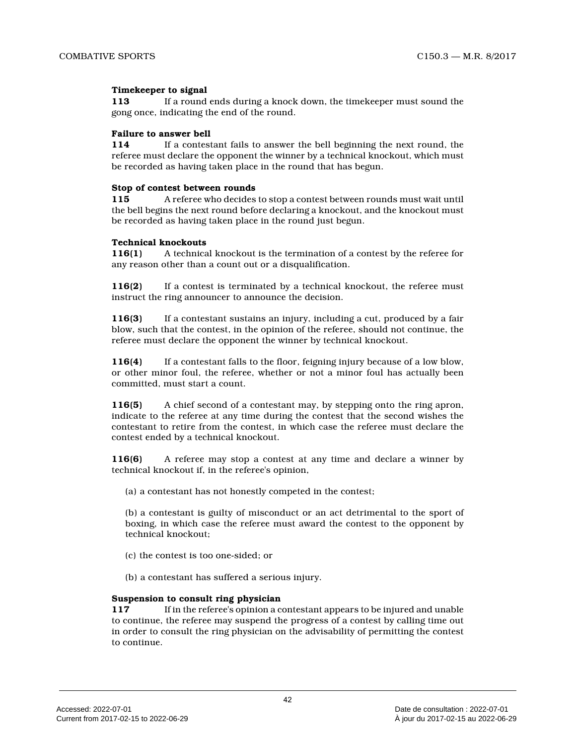**Timekeeper to signal**

**113** If a round ends during a knock down, the timekeeper must sound the gong once, indicating the end of the round.

**Failure to answer bell**

**114** If a contestant fails to answer the bell beginning the next round, the referee must declare the opponent the winner by a technical knockout, which must be recorded as having taken place in the round that has begun.

**Stop of contest between rounds**

**115** A referee who decides to stop a contest between rounds must wait until the bell begins the next round before declaring a knockout, and the knockout must be recorded as having taken place in the round just begun.

**Technical knockouts**

**116(1)** A technical knockout is the termination of a contest by the referee for any reason other than a count out or a disqualification.

**116(2)** If a contest is terminated by a technical knockout, the referee must instruct the ring announcer to announce the decision.

**116(3)** If a contestant sustains an injury, including a cut, produced by a fair blow, such that the contest, in the opinion of the referee, should not continue, the referee must declare the opponent the winner by technical knockout.

**116(4)** If a contestant falls to the floor, feigning injury because of a low blow, or other minor foul, the referee, whether or not a minor foul has actually been committed, must start a count.

**116(5)** A chief second of a contestant may, by stepping onto the ring apron, indicate to the referee at any time during the contest that the second wishes the contestant to retire from the contest, in which case the referee must declare the contest ended by a technical knockout.

**116(6)** A referee may stop a contest at any time and declare a winner by technical knockout if, in the referee's opinion,

(a) a contestant has not honestly competed in the contest;

(b) a contestant is guilty of misconduct or an act detrimental to the sport of boxing, in which case the referee must award the contest to the opponent by technical knockout;

(c) the contest is too one-sided; or

(b) a contestant has suffered a serious injury.

**Suspension to consult ring physician**

**117** If in the referee's opinion a contestant appears to be injured and unable to continue, the referee may suspend the progress of a contest by calling time out in order to consult the ring physician on the advisability of permitting the contest to continue.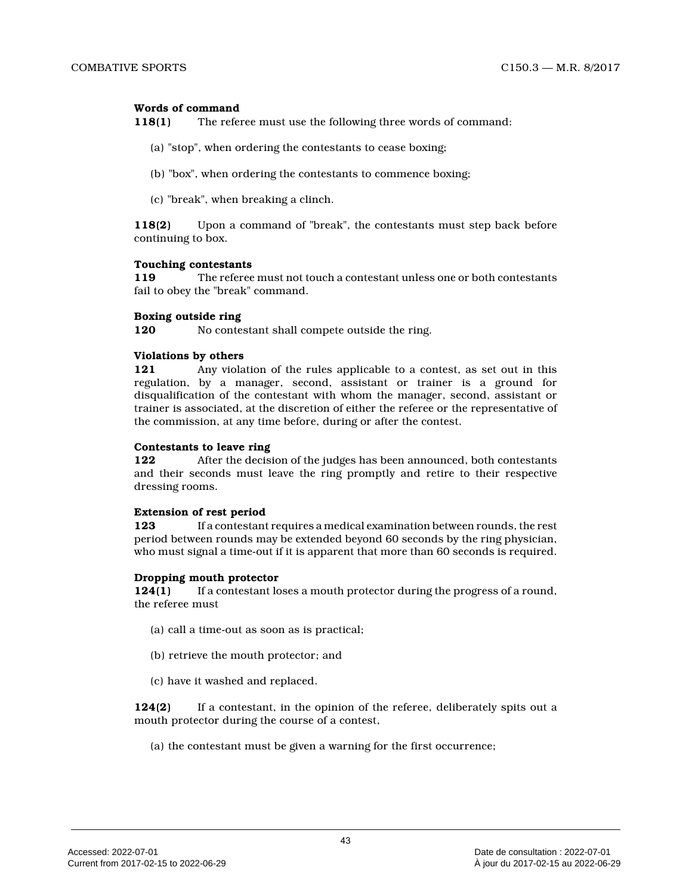**Words of command**

**118(1)** The referee must use the following three words of command:

(a) "stop", when ordering the contestants to cease boxing;

(b) "box", when ordering the contestants to commence boxing;

(c) "break", when breaking a clinch.

**118(2)** Upon a command of "break", the contestants must step back before continuing to box.

**Touching contestants**

**119** The referee must not touch a contestant unless one or both contestants fail to obey the "break" command.

**Boxing outside ring**

**120** No contestant shall compete outside the ring.

**Violations by others**

**121** Any violation of the rules applicable to a contest, as set out in this regulation, by a manager, second, assistant or trainer is a ground for disqualification of the contestant with whom the manager, second, assistant or trainer is associated, at the discretion of either the referee or the representative of the commission, at any time before, during or after the contest.

**Contestants to leave ring**

**122** After the decision of the judges has been announced, both contestants and their seconds must leave the ring promptly and retire to their respective dressing rooms.

**Extension of rest period**

**123** If a contestant requires a medical examination between rounds, the rest period between rounds may be extended beyond 60 seconds by the ring physician, who must signal a time-out if it is apparent that more than 60 seconds is required.

**Dropping mouth protector**

**124(1)** If a contestant loses a mouth protector during the progress of a round, the referee must

(a) call a time-out as soon as is practical;

(b) retrieve the mouth protector; and

(c) have it washed and replaced.

**124(2)** If a contestant, in the opinion of the referee, deliberately spits out a mouth protector during the course of a contest,

(a) the contestant must be given a warning for the first occurrence;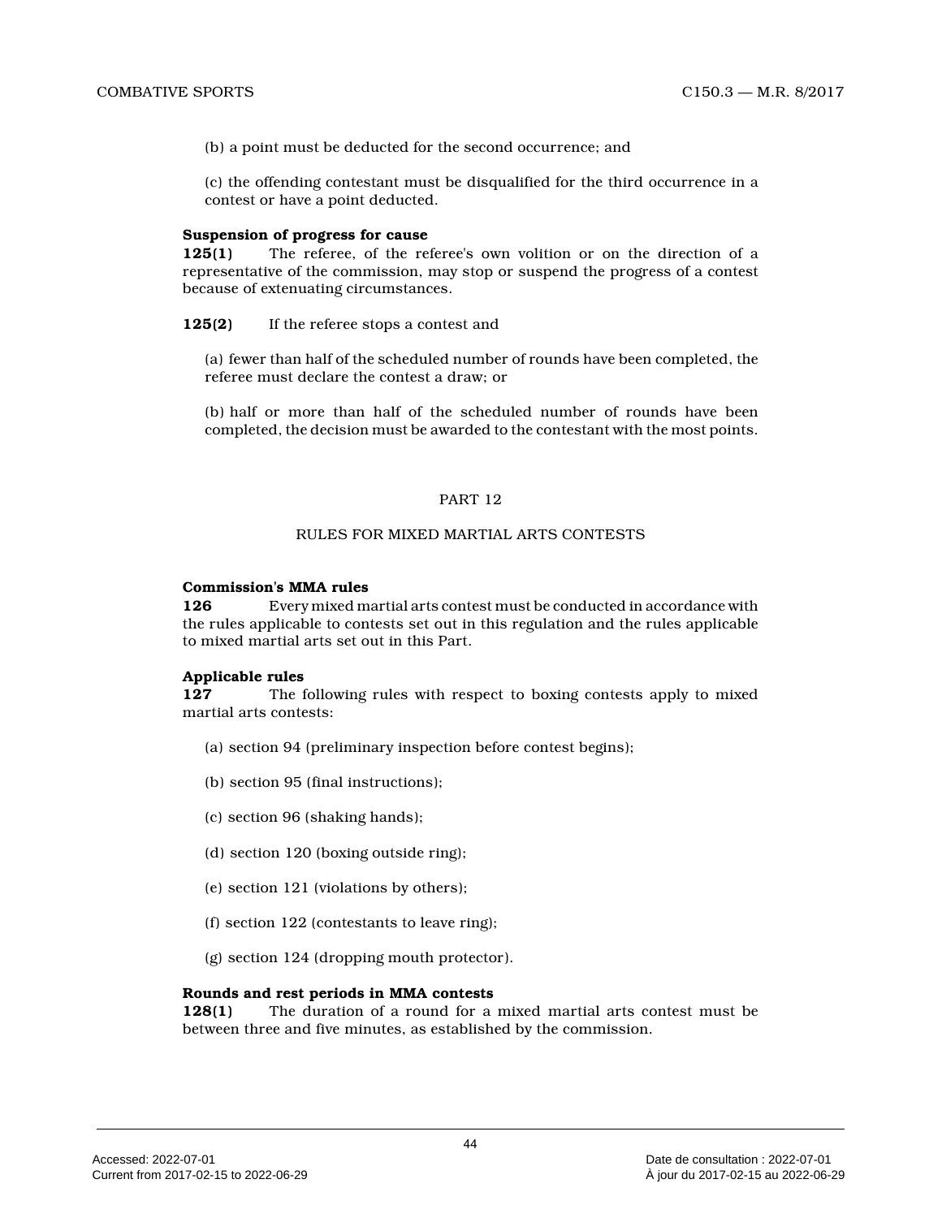(b) a point must be deducted for the second occurrence; and

(c) the offending contestant must be disqualified for the third occurrence in a contest or have a point deducted.

**Suspension of progress for cause**

**125(1)** The referee, of the referee's own volition or on the direction of a representative of the commission, may stop or suspend the progress of a contest because of extenuating circumstances.

**125(2)** If the referee stops a contest and

(a) fewer than half of the scheduled number of rounds have been completed, the referee must declare the contest a draw; or

(b) half or more than half of the scheduled number of rounds have been completed, the decision must be awarded to the contestant with the most points.

## PART 12

## RULES FOR MIXED MARTIAL ARTS CONTESTS

**Commission's MMA rules**

**126** Every mixed martial arts contest must be conducted in accordance with the rules applicable to contests set out in this regulation and the rules applicable to mixed martial arts set out in this Part.

**Applicable rules**

**127** The following rules with respect to boxing contests apply to mixed martial arts contests:

(a) section 94 (preliminary inspection before contest begins);

(b) section 95 (final instructions);

(c) section 96 (shaking hands);

(d) section 120 (boxing outside ring);

(e) section 121 (violations by others);

(f) section 122 (contestants to leave ring);

(g) section 124 (dropping mouth protector).

**Rounds and rest periods in MMA contests**

**128(1)** The duration of a round for a mixed martial arts contest must be between three and five minutes, as established by the commission.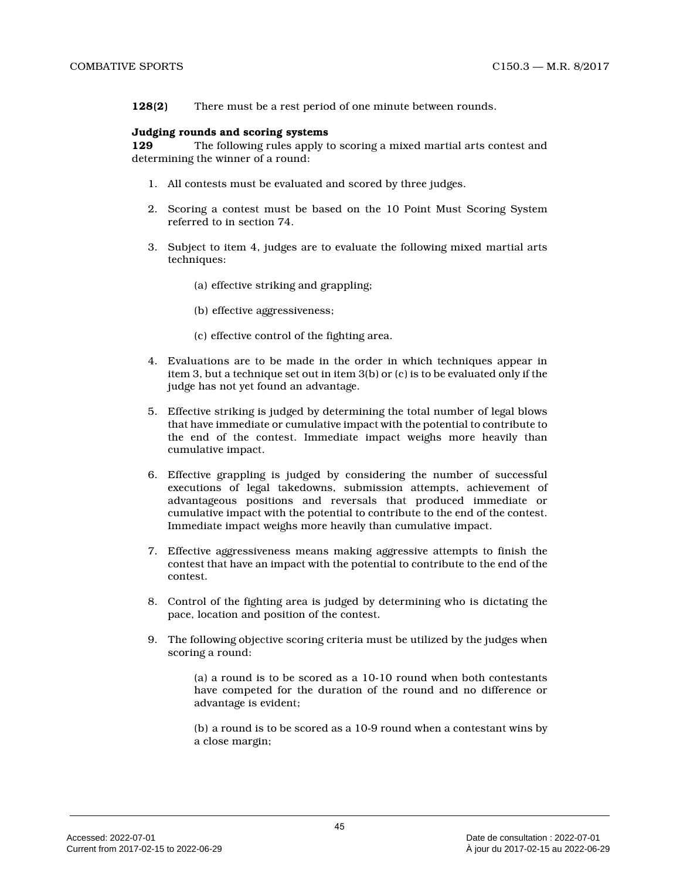**128(2)** There must be a rest period of one minute between rounds.

**Judging rounds and scoring systems**

**129** The following rules apply to scoring a mixed martial arts contest and determining the winner of a round:

1. All contests must be evaluated and scored by three judges.
2. Scoring a contest must be based on the 10 Point Must Scoring System referred to in section 74.
3. Subject to item 4, judges are to evaluate the following mixed martial arts techniques:

   (a) effective striking and grappling;

   (b) effective aggressiveness;

   (c) effective control of the fighting area.

4. Evaluations are to be made in the order in which techniques appear in item 3, but a technique set out in item 3(b) or (c) is to be evaluated only if the judge has not yet found an advantage.
5. Effective striking is judged by determining the total number of legal blows that have immediate or cumulative impact with the potential to contribute to the end of the contest. Immediate impact weighs more heavily than cumulative impact.
6. Effective grappling is judged by considering the number of successful executions of legal takedowns, submission attempts, achievement of advantageous positions and reversals that produced immediate or cumulative impact with the potential to contribute to the end of the contest. Immediate impact weighs more heavily than cumulative impact.
7. Effective aggressiveness means making aggressive attempts to finish the contest that have an impact with the potential to contribute to the end of the contest.
8. Control of the fighting area is judged by determining who is dictating the pace, location and position of the contest.
9. The following objective scoring criteria must be utilized by the judges when scoring a round:

   (a) a round is to be scored as a 10-10 round when both contestants have competed for the duration of the round and no difference or advantage is evident;

   (b) a round is to be scored as a 10-9 round when a contestant wins by a close margin;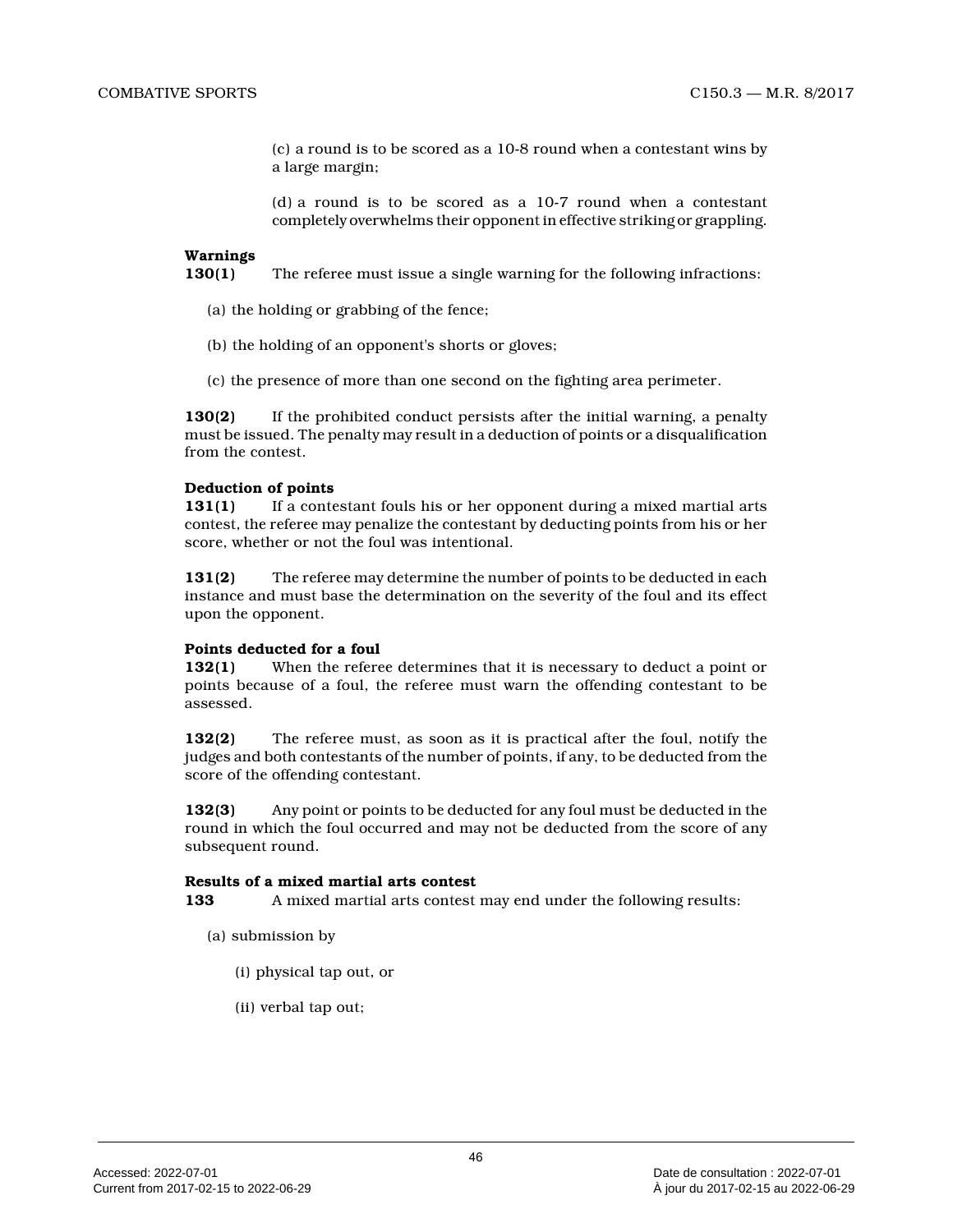(c) a round is to be scored as a 10-8 round when a contestant wins by a large margin;

(d) a round is to be scored as a 10-7 round when a contestant completely overwhelms their opponent in effective striking or grappling.

**Warnings**

**130(1)** The referee must issue a single warning for the following infractions:

(a) the holding or grabbing of the fence;

(b) the holding of an opponent's shorts or gloves;

(c) the presence of more than one second on the fighting area perimeter.

**130(2)** If the prohibited conduct persists after the initial warning, a penalty must be issued. The penalty may result in a deduction of points or a disqualification from the contest.

**Deduction of points**

**131(1)** If a contestant fouls his or her opponent during a mixed martial arts contest, the referee may penalize the contestant by deducting points from his or her score, whether or not the foul was intentional.

**131(2)** The referee may determine the number of points to be deducted in each instance and must base the determination on the severity of the foul and its effect upon the opponent.

**Points deducted for a foul**

**132(1)** When the referee determines that it is necessary to deduct a point or points because of a foul, the referee must warn the offending contestant to be assessed.

**132(2)** The referee must, as soon as it is practical after the foul, notify the judges and both contestants of the number of points, if any, to be deducted from the score of the offending contestant.

**132(3)** Any point or points to be deducted for any foul must be deducted in the round in which the foul occurred and may not be deducted from the score of any subsequent round.

**Results of a mixed martial arts contest**

**133** A mixed martial arts contest may end under the following results:

(a) submission by

(i) physical tap out, or

(ii) verbal tap out;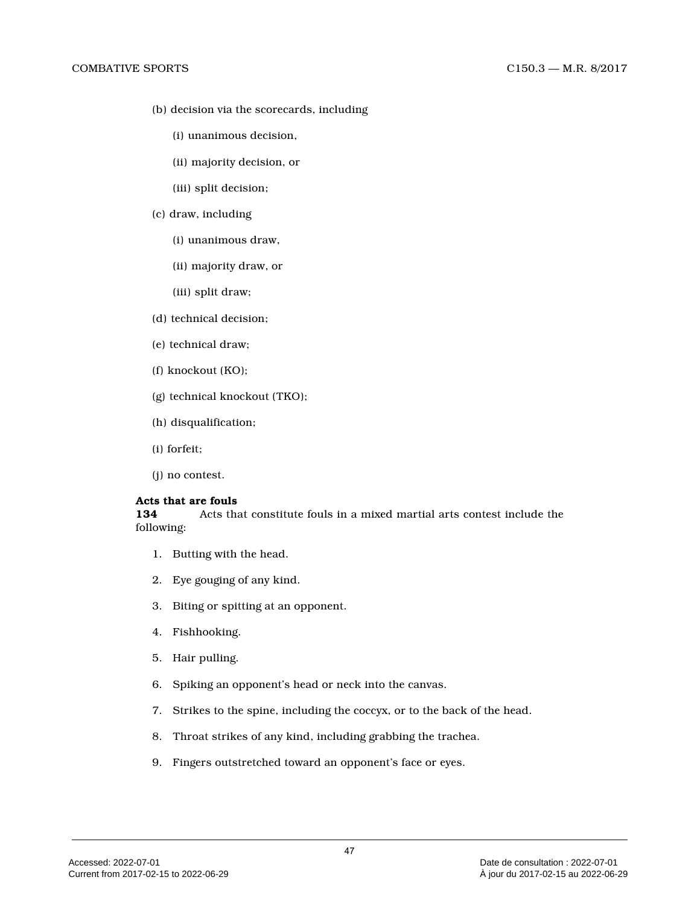(b) decision via the scorecards, including

(i) unanimous decision,

(ii) majority decision, or

(iii) split decision;

(c) draw, including

(i) unanimous draw,

(ii) majority draw, or

(iii) split draw;

(d) technical decision;

(e) technical draw;

(f) knockout (KO);

(g) technical knockout (TKO);

(h) disqualification;

(i) forfeit;

(j) no contest.

**Acts that are fouls**
**134** Acts that constitute fouls in a mixed martial arts contest include the following:

1. Butting with the head.
2. Eye gouging of any kind.
3. Biting or spitting at an opponent.
4. Fishhooking.
5. Hair pulling.
6. Spiking an opponent's head or neck into the canvas.
7. Strikes to the spine, including the coccyx, or to the back of the head.
8. Throat strikes of any kind, including grabbing the trachea.
9. Fingers outstretched toward an opponent's face or eyes.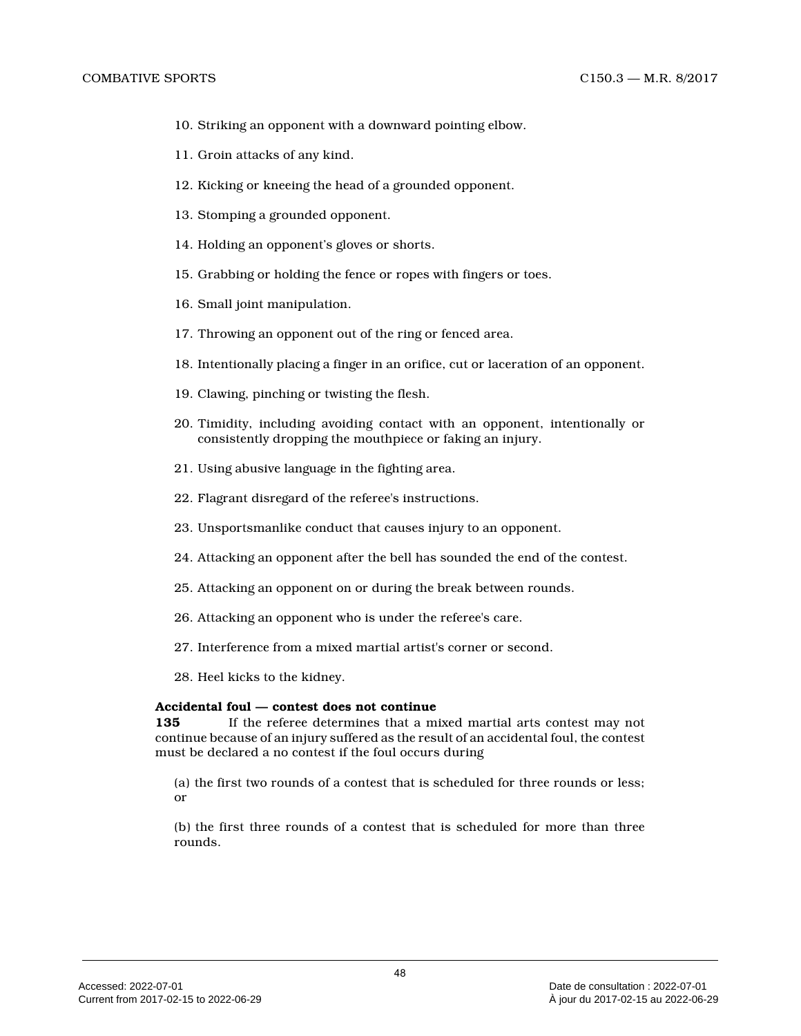10. Striking an opponent with a downward pointing elbow.

11. Groin attacks of any kind.

12. Kicking or kneeing the head of a grounded opponent.

13. Stomping a grounded opponent.

14. Holding an opponent's gloves or shorts.

15. Grabbing or holding the fence or ropes with fingers or toes.

16. Small joint manipulation.

17. Throwing an opponent out of the ring or fenced area.

18. Intentionally placing a finger in an orifice, cut or laceration of an opponent.

19. Clawing, pinching or twisting the flesh.

20. Timidity, including avoiding contact with an opponent, intentionally or consistently dropping the mouthpiece or faking an injury.

21. Using abusive language in the fighting area.

22. Flagrant disregard of the referee's instructions.

23. Unsportsmanlike conduct that causes injury to an opponent.

24. Attacking an opponent after the bell has sounded the end of the contest.

25. Attacking an opponent on or during the break between rounds.

26. Attacking an opponent who is under the referee's care.

27. Interference from a mixed martial artist's corner or second.

28. Heel kicks to the kidney.

**Accidental foul — contest does not continue**

**135** If the referee determines that a mixed martial arts contest may not continue because of an injury suffered as the result of an accidental foul, the contest must be declared a no contest if the foul occurs during

(a) the first two rounds of a contest that is scheduled for three rounds or less; or

(b) the first three rounds of a contest that is scheduled for more than three rounds.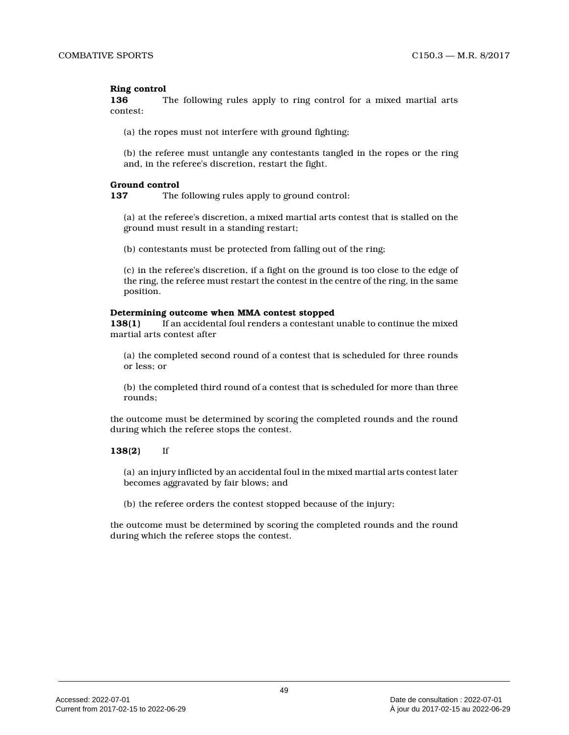**Ring control**

**136** The following rules apply to ring control for a mixed martial arts contest:

(a) the ropes must not interfere with ground fighting;

(b) the referee must untangle any contestants tangled in the ropes or the ring and, in the referee's discretion, restart the fight.

**Ground control**

**137** The following rules apply to ground control:

(a) at the referee's discretion, a mixed martial arts contest that is stalled on the ground must result in a standing restart;

(b) contestants must be protected from falling out of the ring;

(c) in the referee's discretion, if a fight on the ground is too close to the edge of the ring, the referee must restart the contest in the centre of the ring, in the same position.

**Determining outcome when MMA contest stopped**

**138(1)** If an accidental foul renders a contestant unable to continue the mixed martial arts contest after

(a) the completed second round of a contest that is scheduled for three rounds or less; or

(b) the completed third round of a contest that is scheduled for more than three rounds;

the outcome must be determined by scoring the completed rounds and the round during which the referee stops the contest.

**138(2)** If

(a) an injury inflicted by an accidental foul in the mixed martial arts contest later becomes aggravated by fair blows; and

(b) the referee orders the contest stopped because of the injury;

the outcome must be determined by scoring the completed rounds and the round during which the referee stops the contest.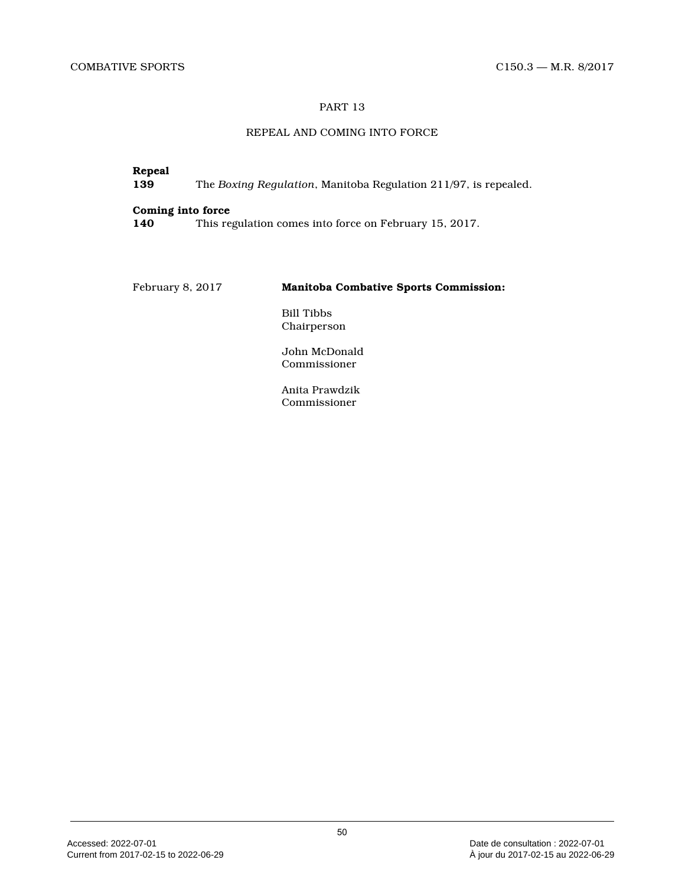## PART 13

## REPEAL AND COMING INTO FORCE

**Repeal**

**139** The *Boxing Regulation*, Manitoba Regulation 211/97, is repealed.

**Coming into force**

**140** This regulation comes into force on February 15, 2017.

February 8, 2017

**Manitoba Combative Sports Commission:**

Bill Tibbs
Chairperson

John McDonald
Commissioner

Anita Prawdzik
Commissioner